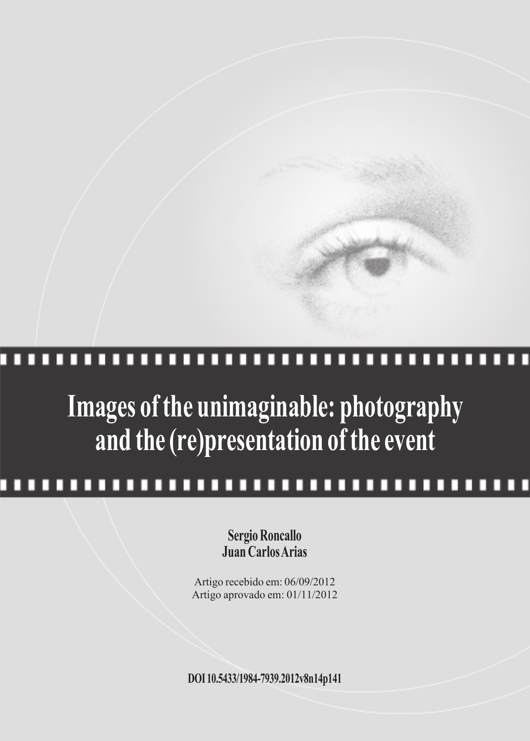# Images of the unimaginable: photography and the (re)presentation of the event

**Sergio Roncallo**
**Juan Carlos Arias**

Artigo recebido em: 06/09/2012
Artigo aprovado em: 01/11/2012

**DOI 10.5433/1984-7939.2012v8n14p141**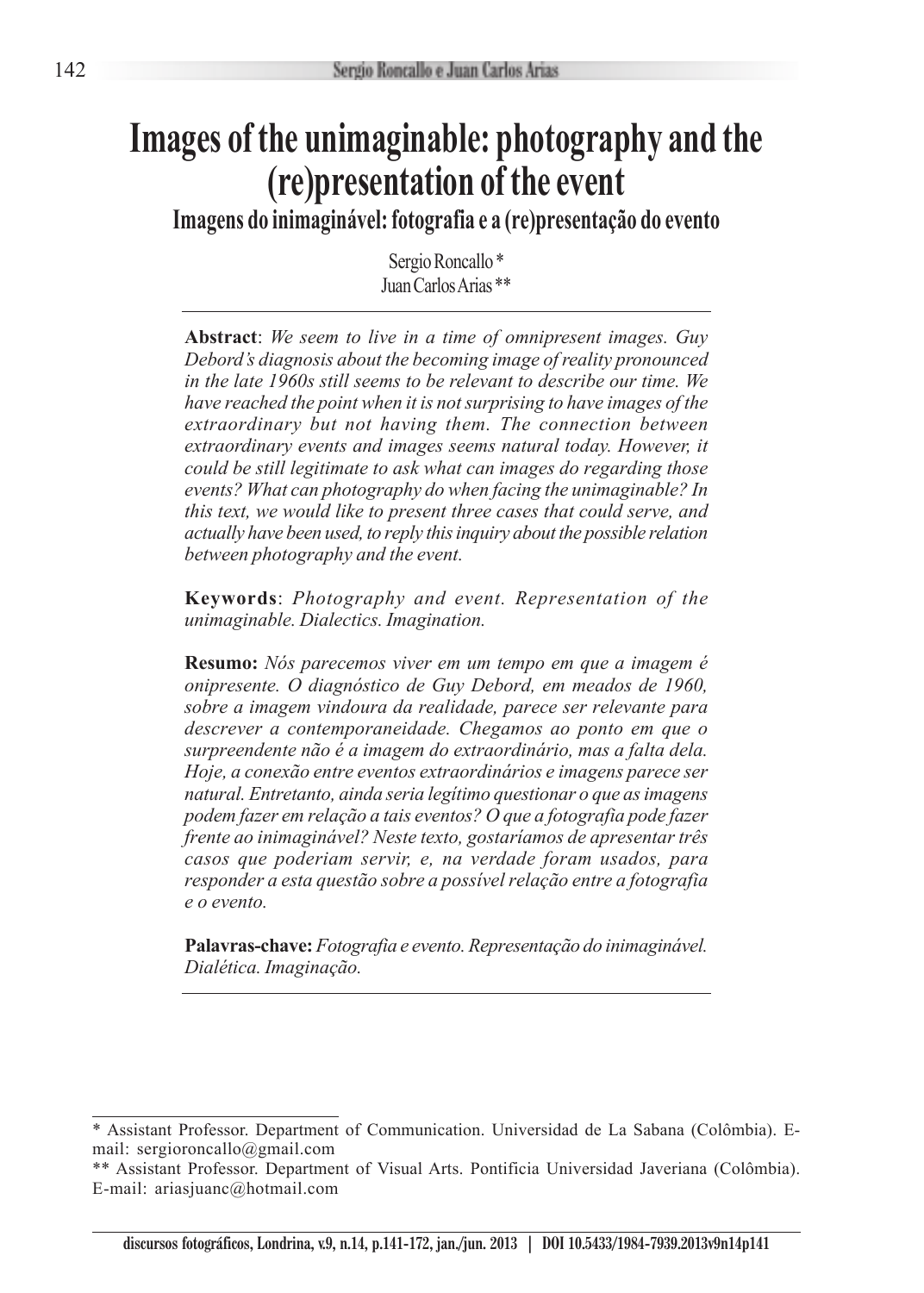# Images of the unimaginable: photography and the (re)presentation of the event

## Imagens do inimaginável: fotografia e a (re)presentação do evento

Sergio Roncallo *
Juan Carlos Arias **

**Abstract**: *We seem to live in a time of omnipresent images. Guy Debord's diagnosis about the becoming image of reality pronounced in the late 1960s still seems to be relevant to describe our time. We have reached the point when it is not surprising to have images of the extraordinary but not having them. The connection between extraordinary events and images seems natural today. However, it could be still legitimate to ask what can images do regarding those events? What can photography do when facing the unimaginable? In this text, we would like to present three cases that could serve, and actually have been used, to reply this inquiry about the possible relation between photography and the event.*

**Keywords**: *Photography and event. Representation of the unimaginable. Dialectics. Imagination.*

**Resumo:** *Nós parecemos viver em um tempo em que a imagem é onipresente. O diagnóstico de Guy Debord, em meados de 1960, sobre a imagem vindoura da realidade, parece ser relevante para descrever a contemporaneidade. Chegamos ao ponto em que o surpreendente não é a imagem do extraordinário, mas a falta dela. Hoje, a conexão entre eventos extraordinários e imagens parece ser natural. Entretanto, ainda seria legítimo questionar o que as imagens podem fazer em relação a tais eventos? O que a fotografia pode fazer frente ao inimaginável? Neste texto, gostaríamos de apresentar três casos que poderiam servir, e, na verdade foram usados, para responder a esta questão sobre a possível relação entre a fotografia e o evento.*

**Palavras-chave:** *Fotografia e evento. Representação do inimaginável. Dialética. Imaginação.*

---

\* Assistant Professor. Department of Communication. Universidad de La Sabana (Colômbia). E-mail: sergioroncallo@gmail.com

\*\* Assistant Professor. Department of Visual Arts. Pontificia Universidad Javeriana (Colômbia). E-mail: ariasjuanc@hotmail.com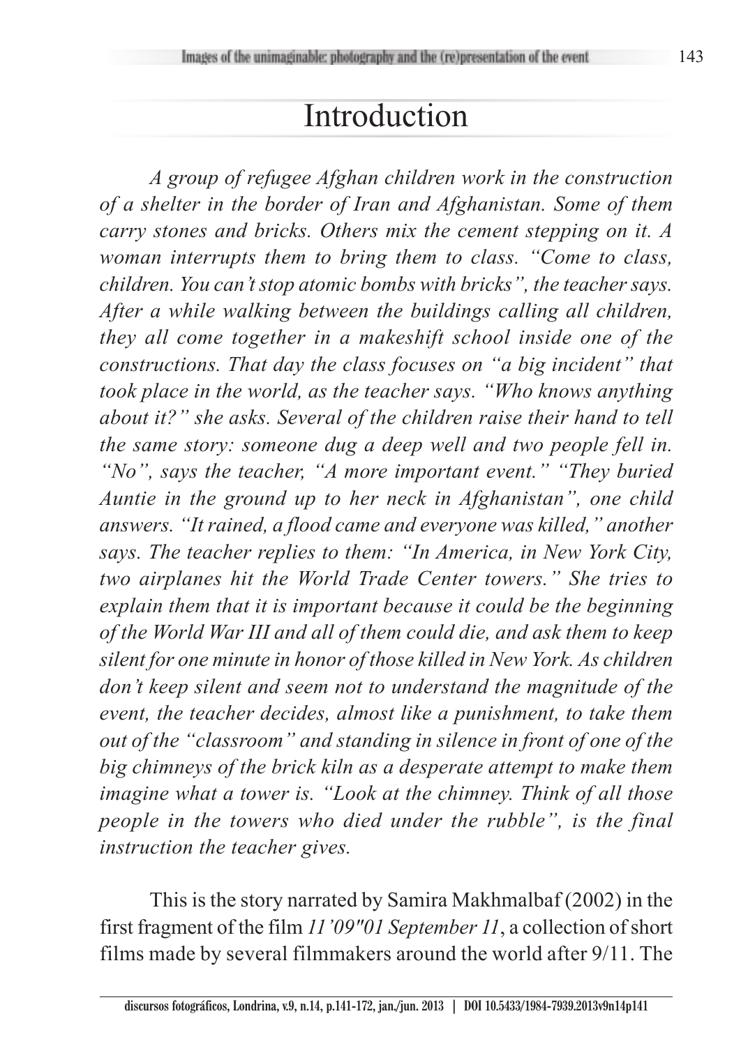# Introduction

*A group of refugee Afghan children work in the construction of a shelter in the border of Iran and Afghanistan. Some of them carry stones and bricks. Others mix the cement stepping on it. A woman interrupts them to bring them to class. "Come to class, children. You can't stop atomic bombs with bricks", the teacher says. After a while walking between the buildings calling all children, they all come together in a makeshift school inside one of the constructions. That day the class focuses on "a big incident" that took place in the world, as the teacher says. "Who knows anything about it?" she asks. Several of the children raise their hand to tell the same story: someone dug a deep well and two people fell in. "No", says the teacher, "A more important event." "They buried Auntie in the ground up to her neck in Afghanistan", one child answers. "It rained, a flood came and everyone was killed," another says. The teacher replies to them: "In America, in New York City, two airplanes hit the World Trade Center towers." She tries to explain them that it is important because it could be the beginning of the World War III and all of them could die, and ask them to keep silent for one minute in honor of those killed in New York. As children don't keep silent and seem not to understand the magnitude of the event, the teacher decides, almost like a punishment, to take them out of the "classroom" and standing in silence in front of one of the big chimneys of the brick kiln as a desperate attempt to make them imagine what a tower is. "Look at the chimney. Think of all those people in the towers who died under the rubble", is the final instruction the teacher gives.*

This is the story narrated by Samira Makhmalbaf (2002) in the first fragment of the film *11'09"01 September 11*, a collection of short films made by several filmmakers around the world after 9/11. The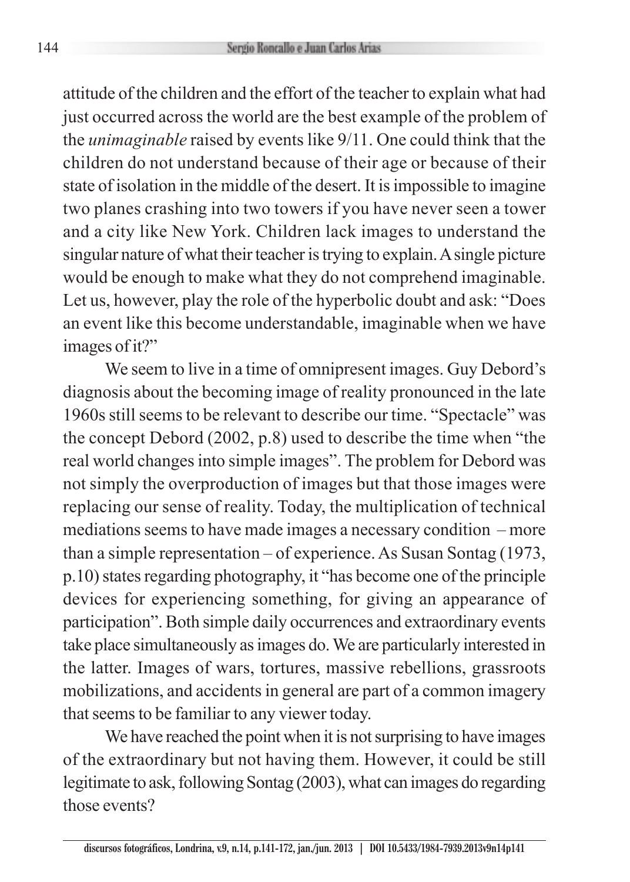attitude of the children and the effort of the teacher to explain what had just occurred across the world are the best example of the problem of the *unimaginable* raised by events like 9/11. One could think that the children do not understand because of their age or because of their state of isolation in the middle of the desert. It is impossible to imagine two planes crashing into two towers if you have never seen a tower and a city like New York. Children lack images to understand the singular nature of what their teacher is trying to explain. A single picture would be enough to make what they do not comprehend imaginable. Let us, however, play the role of the hyperbolic doubt and ask: "Does an event like this become understandable, imaginable when we have images of it?"

We seem to live in a time of omnipresent images. Guy Debord's diagnosis about the becoming image of reality pronounced in the late 1960s still seems to be relevant to describe our time. "Spectacle" was the concept Debord (2002, p.8) used to describe the time when "the real world changes into simple images". The problem for Debord was not simply the overproduction of images but that those images were replacing our sense of reality. Today, the multiplication of technical mediations seems to have made images a necessary condition – more than a simple representation – of experience. As Susan Sontag (1973, p.10) states regarding photography, it "has become one of the principle devices for experiencing something, for giving an appearance of participation". Both simple daily occurrences and extraordinary events take place simultaneously as images do. We are particularly interested in the latter. Images of wars, tortures, massive rebellions, grassroots mobilizations, and accidents in general are part of a common imagery that seems to be familiar to any viewer today.

We have reached the point when it is not surprising to have images of the extraordinary but not having them. However, it could be still legitimate to ask, following Sontag (2003), what can images do regarding those events?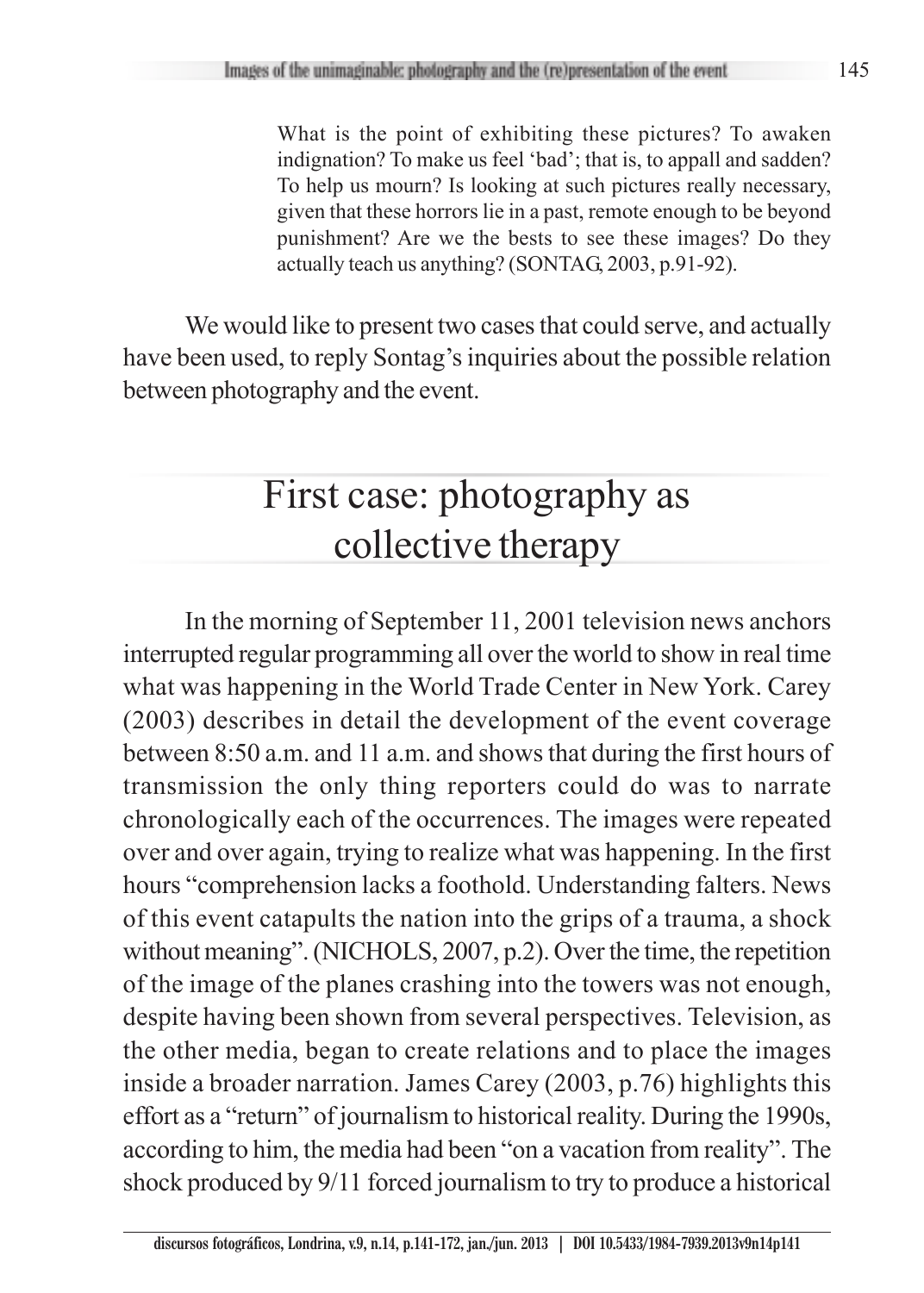> What is the point of exhibiting these pictures? To awaken indignation? To make us feel 'bad'; that is, to appall and sadden? To help us mourn? Is looking at such pictures really necessary, given that these horrors lie in a past, remote enough to be beyond punishment? Are we the bests to see these images? Do they actually teach us anything? (SONTAG, 2003, p.91-92).

We would like to present two cases that could serve, and actually have been used, to reply Sontag's inquiries about the possible relation between photography and the event.

## First case: photography as collective therapy

In the morning of September 11, 2001 television news anchors interrupted regular programming all over the world to show in real time what was happening in the World Trade Center in New York. Carey (2003) describes in detail the development of the event coverage between 8:50 a.m. and 11 a.m. and shows that during the first hours of transmission the only thing reporters could do was to narrate chronologically each of the occurrences. The images were repeated over and over again, trying to realize what was happening. In the first hours "comprehension lacks a foothold. Understanding falters. News of this event catapults the nation into the grips of a trauma, a shock without meaning". (NICHOLS, 2007, p.2). Over the time, the repetition of the image of the planes crashing into the towers was not enough, despite having been shown from several perspectives. Television, as the other media, began to create relations and to place the images inside a broader narration. James Carey (2003, p.76) highlights this effort as a "return" of journalism to historical reality. During the 1990s, according to him, the media had been "on a vacation from reality". The shock produced by 9/11 forced journalism to try to produce a historical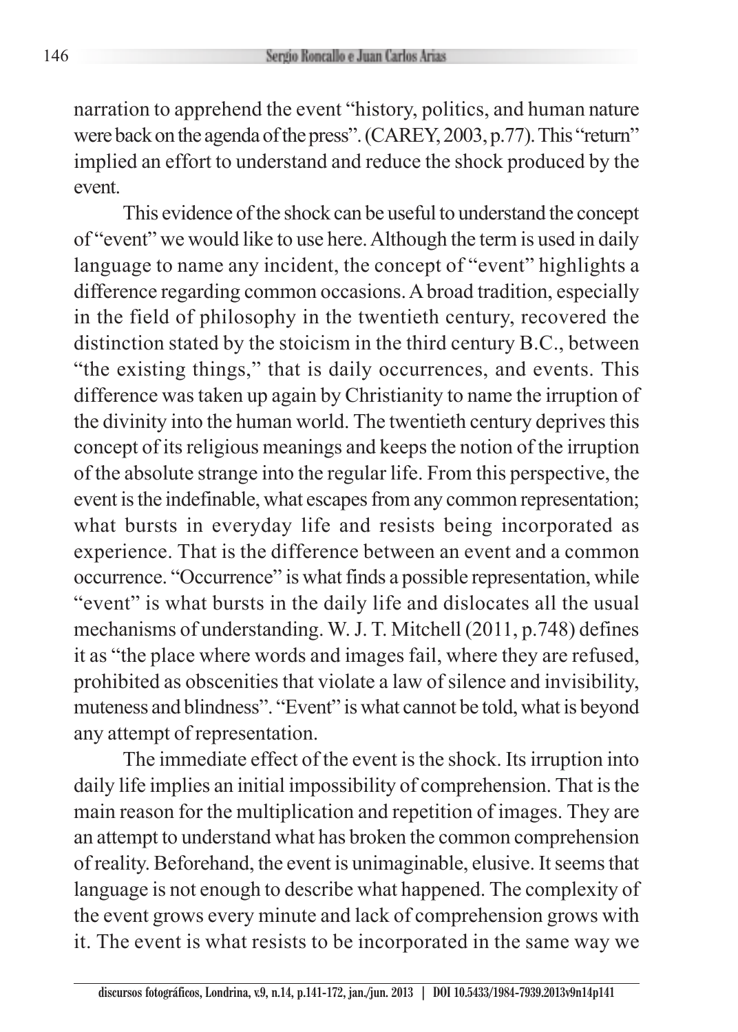narration to apprehend the event "history, politics, and human nature were back on the agenda of the press". (CAREY, 2003, p.77). This "return" implied an effort to understand and reduce the shock produced by the event.

This evidence of the shock can be useful to understand the concept of "event" we would like to use here. Although the term is used in daily language to name any incident, the concept of "event" highlights a difference regarding common occasions. A broad tradition, especially in the field of philosophy in the twentieth century, recovered the distinction stated by the stoicism in the third century B.C., between "the existing things," that is daily occurrences, and events. This difference was taken up again by Christianity to name the irruption of the divinity into the human world. The twentieth century deprives this concept of its religious meanings and keeps the notion of the irruption of the absolute strange into the regular life. From this perspective, the event is the indefinable, what escapes from any common representation; what bursts in everyday life and resists being incorporated as experience. That is the difference between an event and a common occurrence. "Occurrence" is what finds a possible representation, while "event" is what bursts in the daily life and dislocates all the usual mechanisms of understanding. W. J. T. Mitchell (2011, p.748) defines it as "the place where words and images fail, where they are refused, prohibited as obscenities that violate a law of silence and invisibility, muteness and blindness". "Event" is what cannot be told, what is beyond any attempt of representation.

The immediate effect of the event is the shock. Its irruption into daily life implies an initial impossibility of comprehension. That is the main reason for the multiplication and repetition of images. They are an attempt to understand what has broken the common comprehension of reality. Beforehand, the event is unimaginable, elusive. It seems that language is not enough to describe what happened. The complexity of the event grows every minute and lack of comprehension grows with it. The event is what resists to be incorporated in the same way we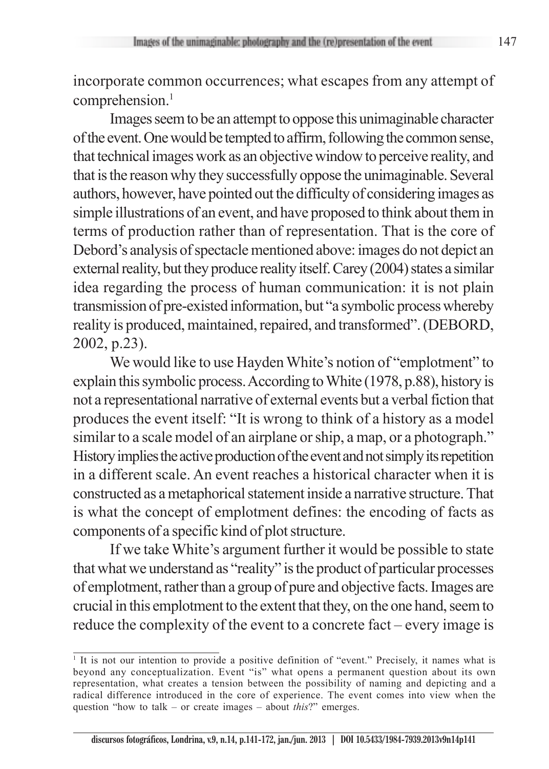incorporate common occurrences; what escapes from any attempt of comprehension.[1]

Images seem to be an attempt to oppose this unimaginable character of the event. One would be tempted to affirm, following the common sense, that technical images work as an objective window to perceive reality, and that is the reason why they successfully oppose the unimaginable. Several authors, however, have pointed out the difficulty of considering images as simple illustrations of an event, and have proposed to think about them in terms of production rather than of representation. That is the core of Debord's analysis of spectacle mentioned above: images do not depict an external reality, but they produce reality itself. Carey (2004) states a similar idea regarding the process of human communication: it is not plain transmission of pre-existed information, but "a symbolic process whereby reality is produced, maintained, repaired, and transformed". (DEBORD, 2002, p.23).

We would like to use Hayden White's notion of "emplotment" to explain this symbolic process. According to White (1978, p.88), history is not a representational narrative of external events but a verbal fiction that produces the event itself: "It is wrong to think of a history as a model similar to a scale model of an airplane or ship, a map, or a photograph." History implies the active production of the event and not simply its repetition in a different scale. An event reaches a historical character when it is constructed as a metaphorical statement inside a narrative structure. That is what the concept of emplotment defines: the encoding of facts as components of a specific kind of plot structure.

If we take White's argument further it would be possible to state that what we understand as "reality" is the product of particular processes of emplotment, rather than a group of pure and objective facts. Images are crucial in this emplotment to the extent that they, on the one hand, seem to reduce the complexity of the event to a concrete fact – every image is

[1] It is not our intention to provide a positive definition of "event." Precisely, it names what is beyond any conceptualization. Event "is" what opens a permanent question about its own representation, what creates a tension between the possibility of naming and depicting and a radical difference introduced in the core of experience. The event comes into view when the question "how to talk – or create images – about *this*?" emerges.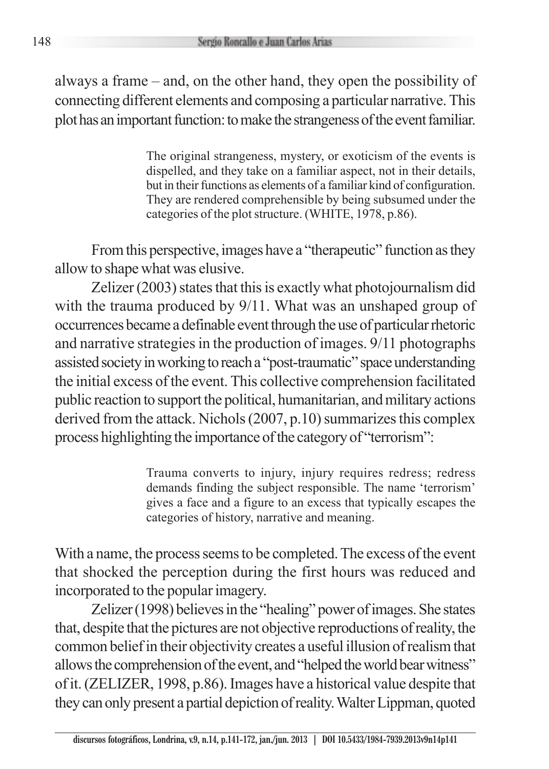always a frame – and, on the other hand, they open the possibility of connecting different elements and composing a particular narrative. This plot has an important function: to make the strangeness of the event familiar.

> The original strangeness, mystery, or exoticism of the events is dispelled, and they take on a familiar aspect, not in their details, but in their functions as elements of a familiar kind of configuration. They are rendered comprehensible by being subsumed under the categories of the plot structure. (WHITE, 1978, p.86).

From this perspective, images have a "therapeutic" function as they allow to shape what was elusive.

Zelizer (2003) states that this is exactly what photojournalism did with the trauma produced by 9/11. What was an unshaped group of occurrences became a definable event through the use of particular rhetoric and narrative strategies in the production of images. 9/11 photographs assisted society in working to reach a "post-traumatic" space understanding the initial excess of the event. This collective comprehension facilitated public reaction to support the political, humanitarian, and military actions derived from the attack. Nichols (2007, p.10) summarizes this complex process highlighting the importance of the category of "terrorism":

> Trauma converts to injury, injury requires redress; redress demands finding the subject responsible. The name 'terrorism' gives a face and a figure to an excess that typically escapes the categories of history, narrative and meaning.

With a name, the process seems to be completed. The excess of the event that shocked the perception during the first hours was reduced and incorporated to the popular imagery.

Zelizer (1998) believes in the "healing" power of images. She states that, despite that the pictures are not objective reproductions of reality, the common belief in their objectivity creates a useful illusion of realism that allows the comprehension of the event, and "helped the world bear witness" of it. (ZELIZER, 1998, p.86). Images have a historical value despite that they can only present a partial depiction of reality. Walter Lippman, quoted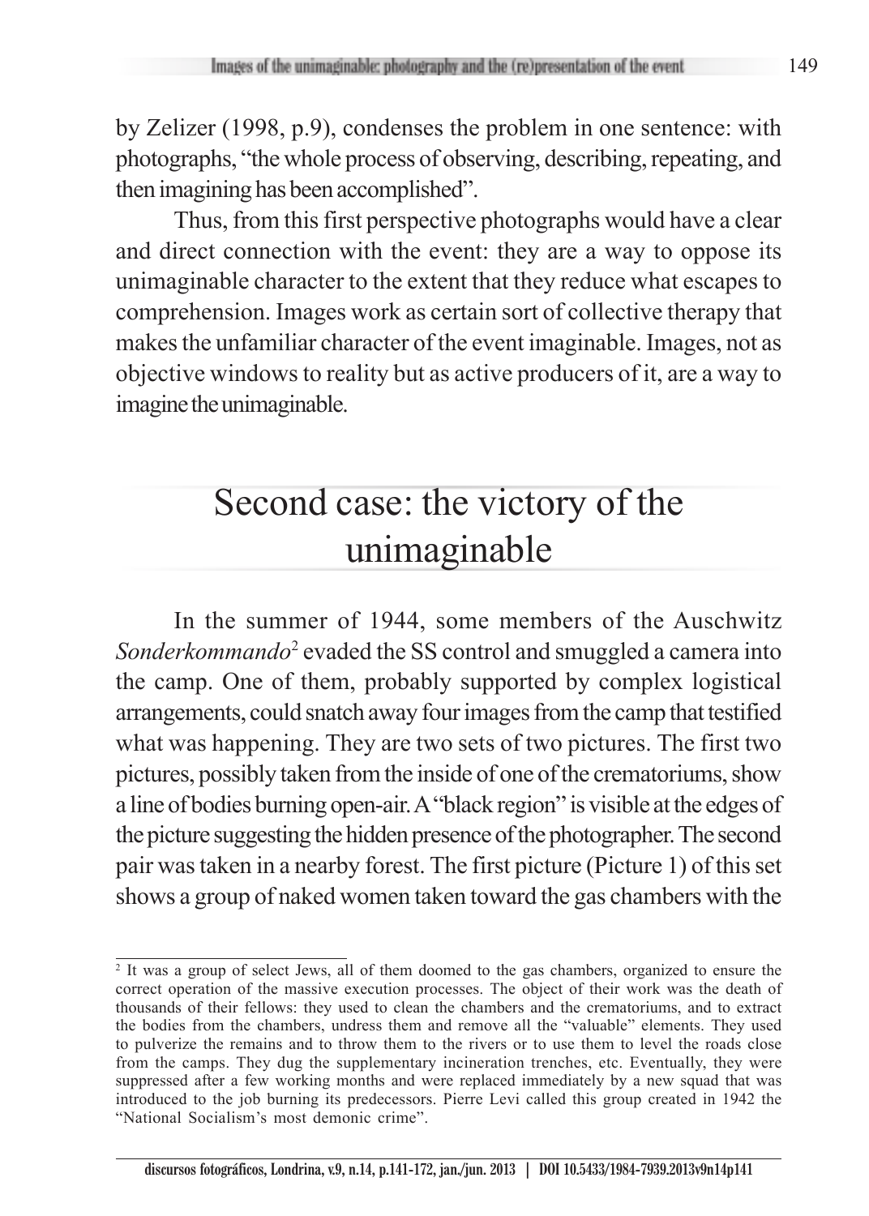by Zelizer (1998, p.9), condenses the problem in one sentence: with photographs, "the whole process of observing, describing, repeating, and then imagining has been accomplished".

Thus, from this first perspective photographs would have a clear and direct connection with the event: they are a way to oppose its unimaginable character to the extent that they reduce what escapes to comprehension. Images work as certain sort of collective therapy that makes the unfamiliar character of the event imaginable. Images, not as objective windows to reality but as active producers of it, are a way to imagine the unimaginable.

## Second case: the victory of the unimaginable

In the summer of 1944, some members of the Auschwitz *Sonderkommando*[2] evaded the SS control and smuggled a camera into the camp. One of them, probably supported by complex logistical arrangements, could snatch away four images from the camp that testified what was happening. They are two sets of two pictures. The first two pictures, possibly taken from the inside of one of the crematoriums, show a line of bodies burning open-air. A "black region" is visible at the edges of the picture suggesting the hidden presence of the photographer. The second pair was taken in a nearby forest. The first picture (Picture 1) of this set shows a group of naked women taken toward the gas chambers with the

[2] It was a group of select Jews, all of them doomed to the gas chambers, organized to ensure the correct operation of the massive execution processes. The object of their work was the death of thousands of their fellows: they used to clean the chambers and the crematoriums, and to extract the bodies from the chambers, undress them and remove all the "valuable" elements. They used to pulverize the remains and to throw them to the rivers or to use them to level the roads close from the camps. They dug the supplementary incineration trenches, etc. Eventually, they were suppressed after a few working months and were replaced immediately by a new squad that was introduced to the job burning its predecessors. Pierre Levi called this group created in 1942 the "National Socialism's most demonic crime".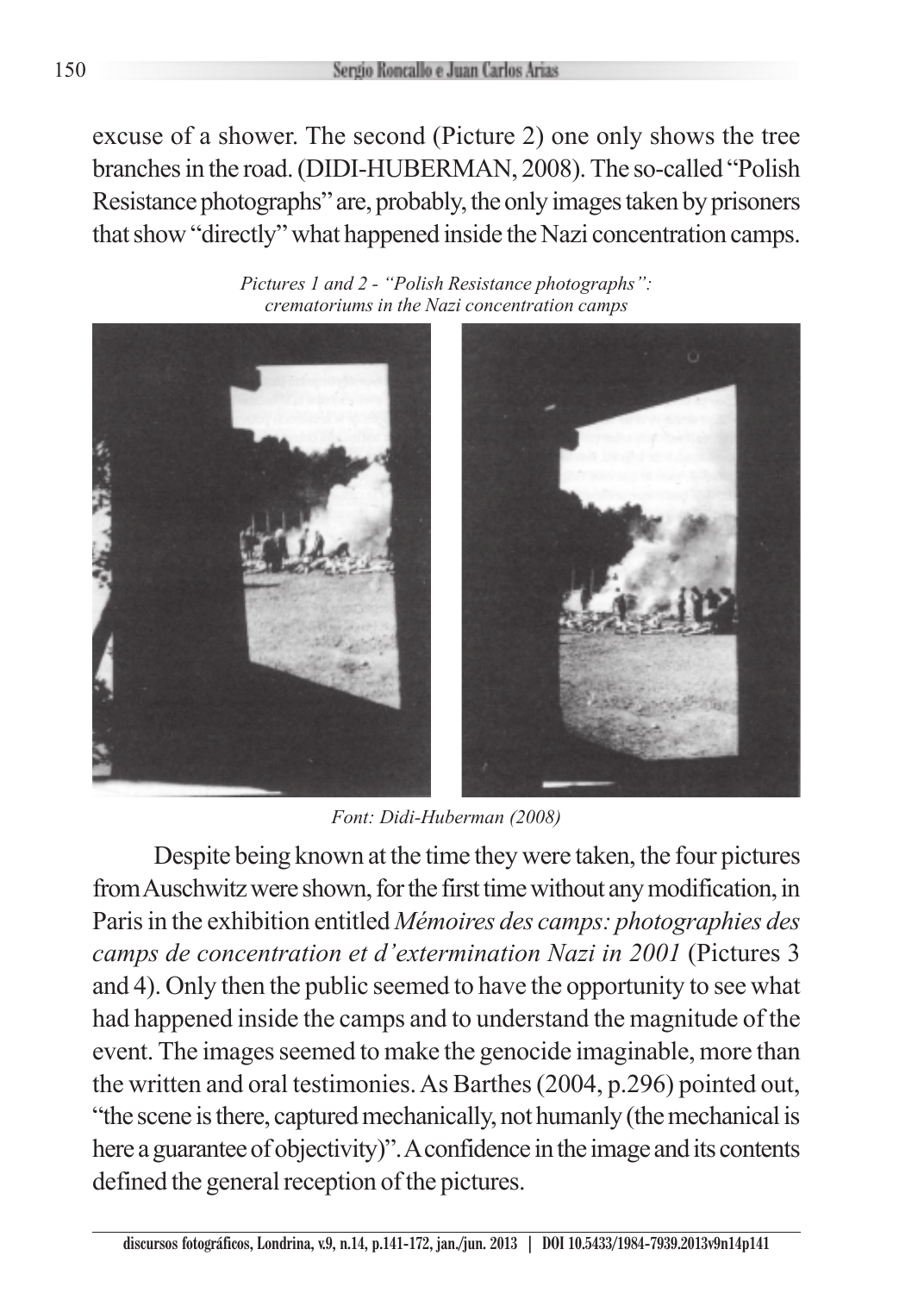excuse of a shower. The second (Picture 2) one only shows the tree branches in the road. (DIDI-HUBERMAN, 2008). The so-called "Polish Resistance photographs" are, probably, the only images taken by prisoners that show "directly" what happened inside the Nazi concentration camps.

*Pictures 1 and 2 - "Polish Resistance photographs": crematoriums in the Nazi concentration camps*

*Font: Didi-Huberman (2008)*

Despite being known at the time they were taken, the four pictures from Auschwitz were shown, for the first time without any modification, in Paris in the exhibition entitled *Mémoires des camps: photographies des camps de concentration et d'extermination Nazi in 2001* (Pictures 3 and 4). Only then the public seemed to have the opportunity to see what had happened inside the camps and to understand the magnitude of the event. The images seemed to make the genocide imaginable, more than the written and oral testimonies. As Barthes (2004, p.296) pointed out, "the scene is there, captured mechanically, not humanly (the mechanical is here a guarantee of objectivity)". A confidence in the image and its contents defined the general reception of the pictures.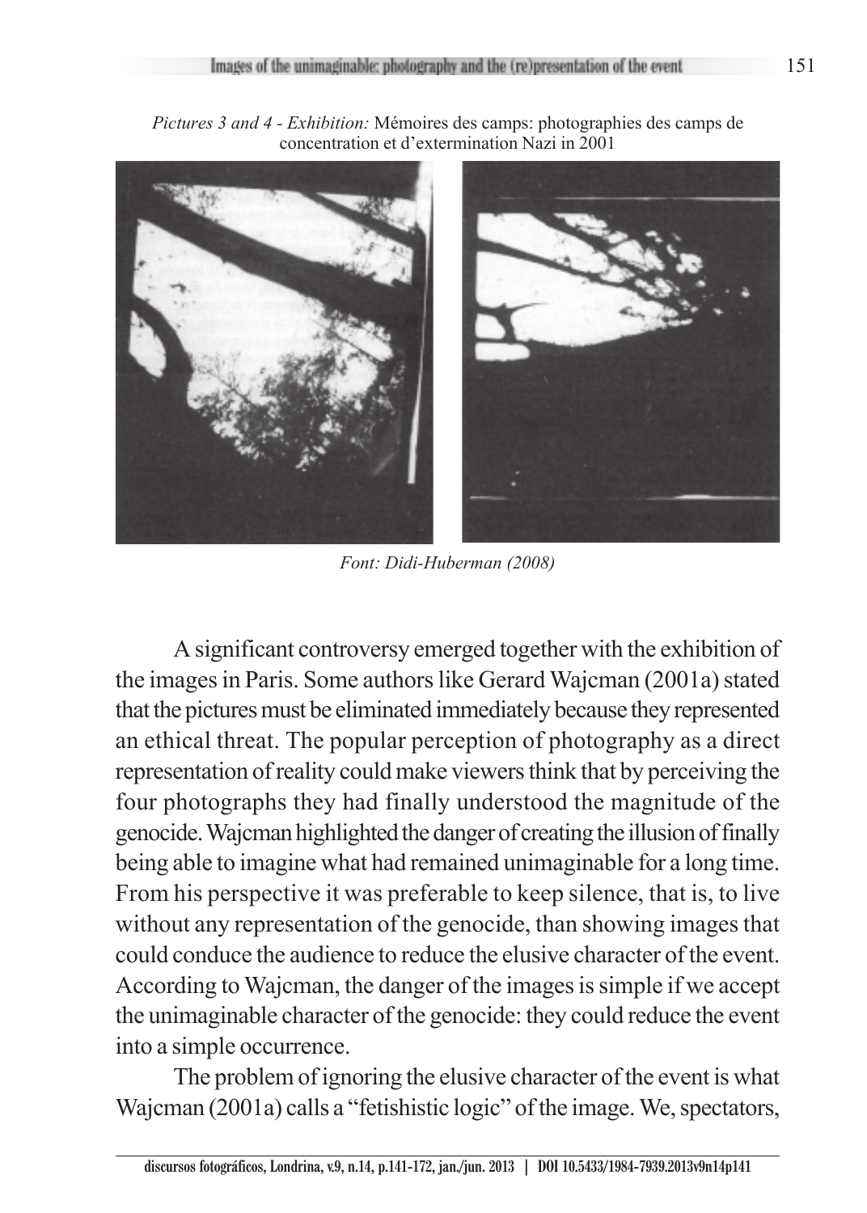*Pictures 3 and 4 - Exhibition:* Mémoires des camps: photographies des camps de concentration et d'extermination Nazi in 2001

*Font: Didi-Huberman (2008)*

A significant controversy emerged together with the exhibition of the images in Paris. Some authors like Gerard Wajcman (2001a) stated that the pictures must be eliminated immediately because they represented an ethical threat. The popular perception of photography as a direct representation of reality could make viewers think that by perceiving the four photographs they had finally understood the magnitude of the genocide. Wajcman highlighted the danger of creating the illusion of finally being able to imagine what had remained unimaginable for a long time. From his perspective it was preferable to keep silence, that is, to live without any representation of the genocide, than showing images that could conduce the audience to reduce the elusive character of the event. According to Wajcman, the danger of the images is simple if we accept the unimaginable character of the genocide: they could reduce the event into a simple occurrence.

The problem of ignoring the elusive character of the event is what Wajcman (2001a) calls a "fetishistic logic" of the image. We, spectators,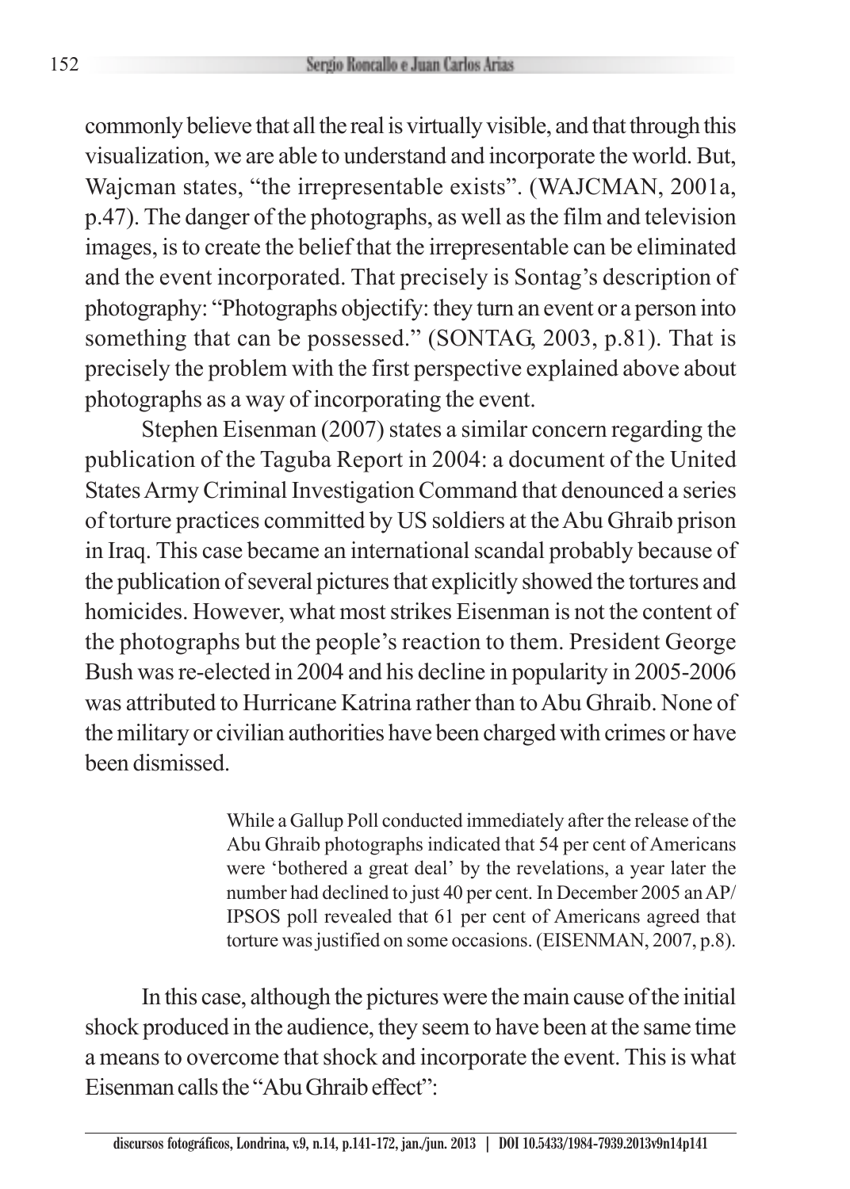commonly believe that all the real is virtually visible, and that through this visualization, we are able to understand and incorporate the world. But, Wajcman states, "the irrepresentable exists". (WAJCMAN, 2001a, p.47). The danger of the photographs, as well as the film and television images, is to create the belief that the irrepresentable can be eliminated and the event incorporated. That precisely is Sontag's description of photography: "Photographs objectify: they turn an event or a person into something that can be possessed." (SONTAG, 2003, p.81). That is precisely the problem with the first perspective explained above about photographs as a way of incorporating the event.

Stephen Eisenman (2007) states a similar concern regarding the publication of the Taguba Report in 2004: a document of the United States Army Criminal Investigation Command that denounced a series of torture practices committed by US soldiers at the Abu Ghraib prison in Iraq. This case became an international scandal probably because of the publication of several pictures that explicitly showed the tortures and homicides. However, what most strikes Eisenman is not the content of the photographs but the people's reaction to them. President George Bush was re-elected in 2004 and his decline in popularity in 2005-2006 was attributed to Hurricane Katrina rather than to Abu Ghraib. None of the military or civilian authorities have been charged with crimes or have been dismissed.

> While a Gallup Poll conducted immediately after the release of the Abu Ghraib photographs indicated that 54 per cent of Americans were 'bothered a great deal' by the revelations, a year later the number had declined to just 40 per cent. In December 2005 an AP/IPSOS poll revealed that 61 per cent of Americans agreed that torture was justified on some occasions. (EISENMAN, 2007, p.8).

In this case, although the pictures were the main cause of the initial shock produced in the audience, they seem to have been at the same time a means to overcome that shock and incorporate the event. This is what Eisenman calls the "Abu Ghraib effect":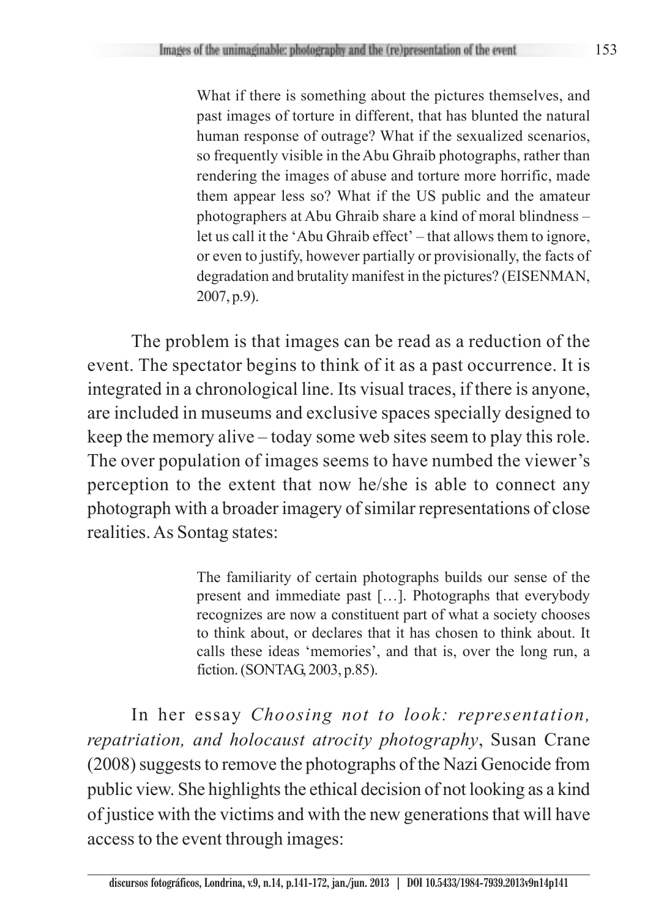> What if there is something about the pictures themselves, and past images of torture in different, that has blunted the natural human response of outrage? What if the sexualized scenarios, so frequently visible in the Abu Ghraib photographs, rather than rendering the images of abuse and torture more horrific, made them appear less so? What if the US public and the amateur photographers at Abu Ghraib share a kind of moral blindness – let us call it the 'Abu Ghraib effect' – that allows them to ignore, or even to justify, however partially or provisionally, the facts of degradation and brutality manifest in the pictures? (EISENMAN, 2007, p.9).

The problem is that images can be read as a reduction of the event. The spectator begins to think of it as a past occurrence. It is integrated in a chronological line. Its visual traces, if there is anyone, are included in museums and exclusive spaces specially designed to keep the memory alive – today some web sites seem to play this role. The over population of images seems to have numbed the viewer's perception to the extent that now he/she is able to connect any photograph with a broader imagery of similar representations of close realities. As Sontag states:

> The familiarity of certain photographs builds our sense of the present and immediate past […]. Photographs that everybody recognizes are now a constituent part of what a society chooses to think about, or declares that it has chosen to think about. It calls these ideas 'memories', and that is, over the long run, a fiction. (SONTAG, 2003, p.85).

In her essay *Choosing not to look: representation, repatriation, and holocaust atrocity photography*, Susan Crane (2008) suggests to remove the photographs of the Nazi Genocide from public view. She highlights the ethical decision of not looking as a kind of justice with the victims and with the new generations that will have access to the event through images: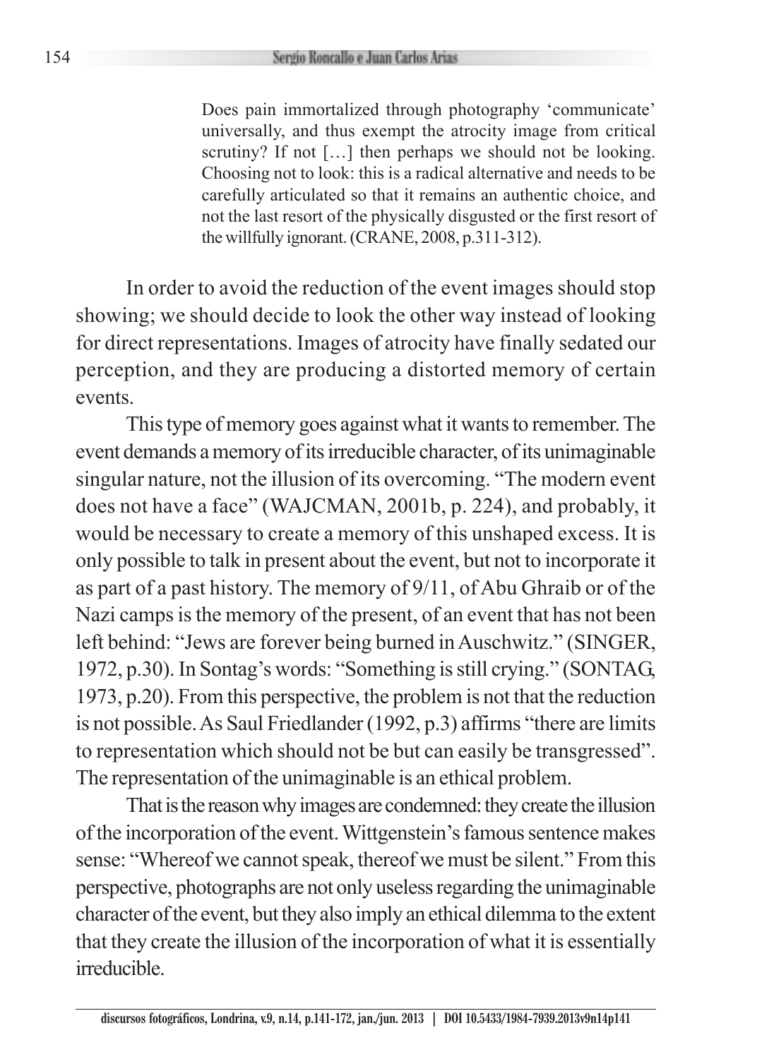> Does pain immortalized through photography 'communicate' universally, and thus exempt the atrocity image from critical scrutiny? If not […] then perhaps we should not be looking. Choosing not to look: this is a radical alternative and needs to be carefully articulated so that it remains an authentic choice, and not the last resort of the physically disgusted or the first resort of the willfully ignorant. (CRANE, 2008, p.311-312).

In order to avoid the reduction of the event images should stop showing; we should decide to look the other way instead of looking for direct representations. Images of atrocity have finally sedated our perception, and they are producing a distorted memory of certain events.

This type of memory goes against what it wants to remember. The event demands a memory of its irreducible character, of its unimaginable singular nature, not the illusion of its overcoming. "The modern event does not have a face" (WAJCMAN, 2001b, p. 224), and probably, it would be necessary to create a memory of this unshaped excess. It is only possible to talk in present about the event, but not to incorporate it as part of a past history. The memory of 9/11, of Abu Ghraib or of the Nazi camps is the memory of the present, of an event that has not been left behind: "Jews are forever being burned in Auschwitz." (SINGER, 1972, p.30). In Sontag's words: "Something is still crying." (SONTAG, 1973, p.20). From this perspective, the problem is not that the reduction is not possible. As Saul Friedlander (1992, p.3) affirms "there are limits to representation which should not be but can easily be transgressed". The representation of the unimaginable is an ethical problem.

That is the reason why images are condemned: they create the illusion of the incorporation of the event. Wittgenstein's famous sentence makes sense: "Whereof we cannot speak, thereof we must be silent." From this perspective, photographs are not only useless regarding the unimaginable character of the event, but they also imply an ethical dilemma to the extent that they create the illusion of the incorporation of what it is essentially irreducible.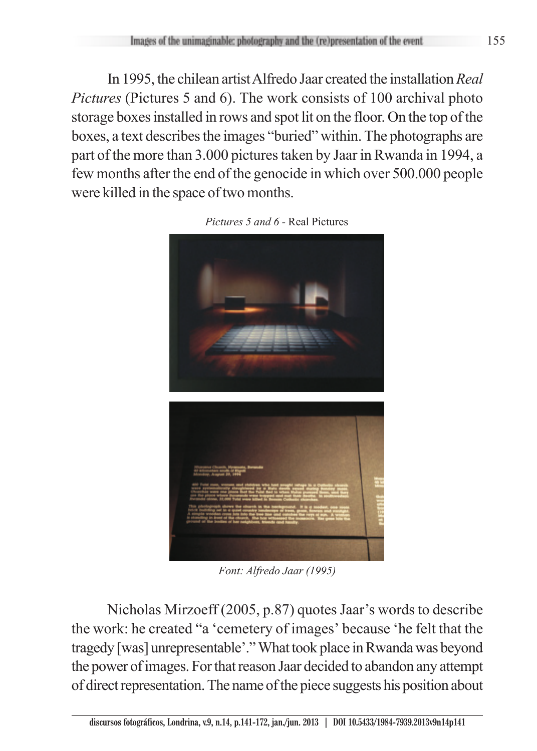In 1995, the chilean artist Alfredo Jaar created the installation *Real Pictures* (Pictures 5 and 6). The work consists of 100 archival photo storage boxes installed in rows and spot lit on the floor. On the top of the boxes, a text describes the images "buried" within. The photographs are part of the more than 3.000 pictures taken by Jaar in Rwanda in 1994, a few months after the end of the genocide in which over 500.000 people were killed in the space of two months.

*Pictures 5 and 6* - Real Pictures

*Font: Alfredo Jaar (1995)*

Nicholas Mirzoeff (2005, p.87) quotes Jaar's words to describe the work: he created "a 'cemetery of images' because 'he felt that the tragedy [was] unrepresentable'." What took place in Rwanda was beyond the power of images. For that reason Jaar decided to abandon any attempt of direct representation. The name of the piece suggests his position about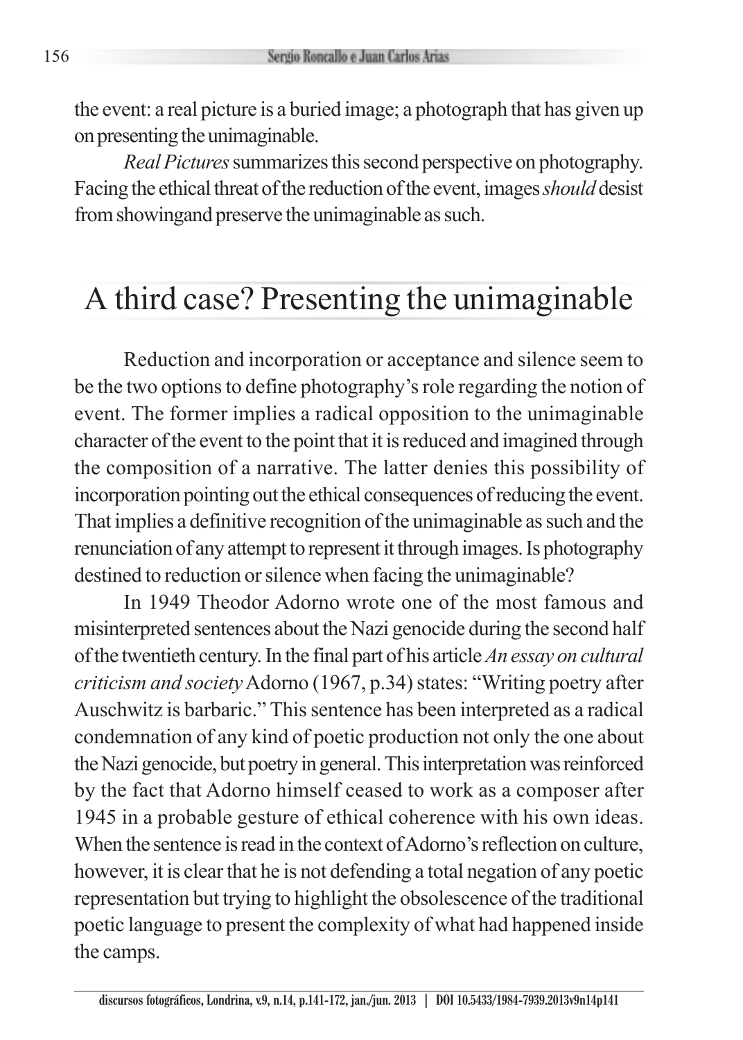the event: a real picture is a buried image; a photograph that has given up on presenting the unimaginable.

*Real Pictures* summarizes this second perspective on photography. Facing the ethical threat of the reduction of the event, images *should* desist from showingand preserve the unimaginable as such.

## A third case? Presenting the unimaginable

Reduction and incorporation or acceptance and silence seem to be the two options to define photography's role regarding the notion of event. The former implies a radical opposition to the unimaginable character of the event to the point that it is reduced and imagined through the composition of a narrative. The latter denies this possibility of incorporation pointing out the ethical consequences of reducing the event. That implies a definitive recognition of the unimaginable as such and the renunciation of any attempt to represent it through images. Is photography destined to reduction or silence when facing the unimaginable?

In 1949 Theodor Adorno wrote one of the most famous and misinterpreted sentences about the Nazi genocide during the second half of the twentieth century. In the final part of his article *An essay on cultural criticism and society* Adorno (1967, p.34) states: "Writing poetry after Auschwitz is barbaric." This sentence has been interpreted as a radical condemnation of any kind of poetic production not only the one about the Nazi genocide, but poetry in general. This interpretation was reinforced by the fact that Adorno himself ceased to work as a composer after 1945 in a probable gesture of ethical coherence with his own ideas. When the sentence is read in the context of Adorno's reflection on culture, however, it is clear that he is not defending a total negation of any poetic representation but trying to highlight the obsolescence of the traditional poetic language to present the complexity of what had happened inside the camps.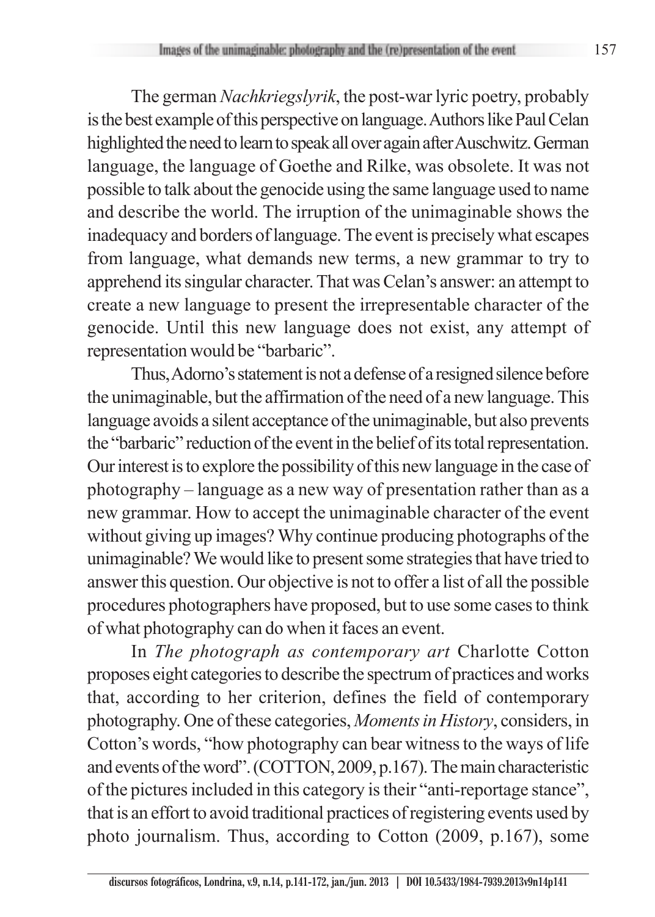The german *Nachkriegslyrik*, the post-war lyric poetry, probably is the best example of this perspective on language. Authors like Paul Celan highlighted the need to learn to speak all over again after Auschwitz. German language, the language of Goethe and Rilke, was obsolete. It was not possible to talk about the genocide using the same language used to name and describe the world. The irruption of the unimaginable shows the inadequacy and borders of language. The event is precisely what escapes from language, what demands new terms, a new grammar to try to apprehend its singular character. That was Celan's answer: an attempt to create a new language to present the irrepresentable character of the genocide. Until this new language does not exist, any attempt of representation would be "barbaric".

Thus, Adorno's statement is not a defense of a resigned silence before the unimaginable, but the affirmation of the need of a new language. This language avoids a silent acceptance of the unimaginable, but also prevents the "barbaric" reduction of the event in the belief of its total representation. Our interest is to explore the possibility of this new language in the case of photography – language as a new way of presentation rather than as a new grammar. How to accept the unimaginable character of the event without giving up images? Why continue producing photographs of the unimaginable? We would like to present some strategies that have tried to answer this question. Our objective is not to offer a list of all the possible procedures photographers have proposed, but to use some cases to think of what photography can do when it faces an event.

In *The photograph as contemporary art* Charlotte Cotton proposes eight categories to describe the spectrum of practices and works that, according to her criterion, defines the field of contemporary photography. One of these categories, *Moments in History*, considers, in Cotton's words, "how photography can bear witness to the ways of life and events of the word". (COTTON, 2009, p.167). The main characteristic of the pictures included in this category is their "anti-reportage stance", that is an effort to avoid traditional practices of registering events used by photo journalism. Thus, according to Cotton (2009, p.167), some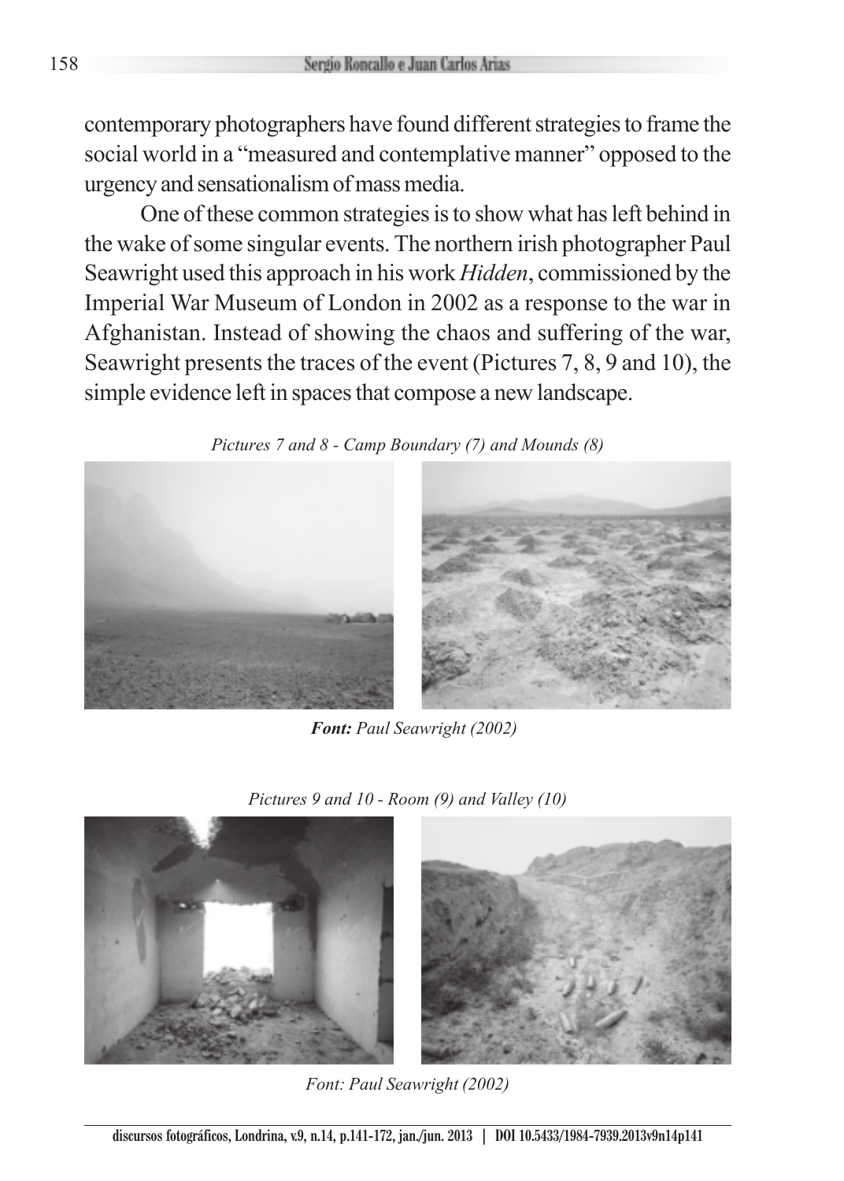contemporary photographers have found different strategies to frame the social world in a "measured and contemplative manner" opposed to the urgency and sensationalism of mass media.

One of these common strategies is to show what has left behind in the wake of some singular events. The northern irish photographer Paul Seawright used this approach in his work *Hidden*, commissioned by the Imperial War Museum of London in 2002 as a response to the war in Afghanistan. Instead of showing the chaos and suffering of the war, Seawright presents the traces of the event (Pictures 7, 8, 9 and 10), the simple evidence left in spaces that compose a new landscape.

*Pictures 7 and 8 - Camp Boundary (7) and Mounds (8)*

***Font:** Paul Seawright (2002)*

*Pictures 9 and 10 - Room (9) and Valley (10)*

*Font: Paul Seawright (2002)*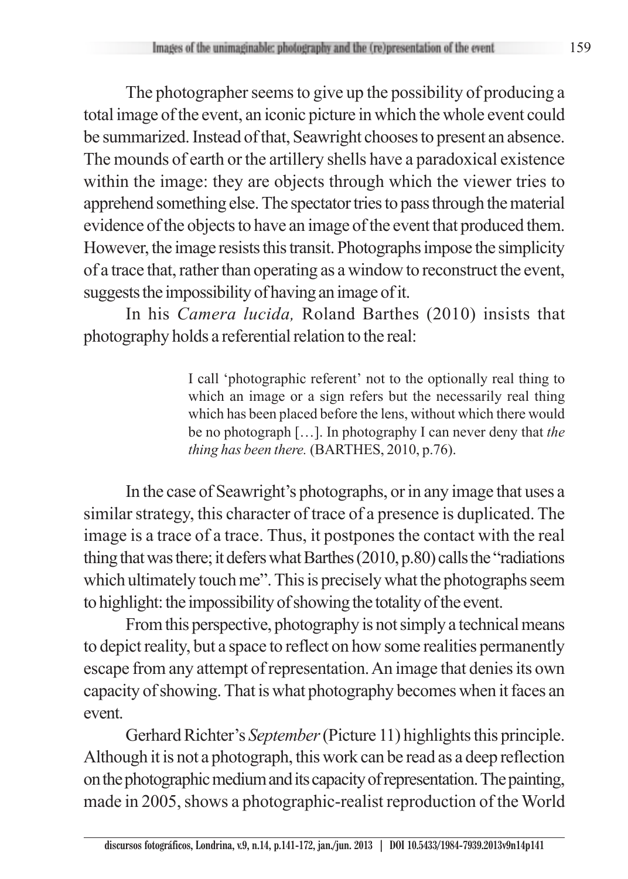The photographer seems to give up the possibility of producing a total image of the event, an iconic picture in which the whole event could be summarized. Instead of that, Seawright chooses to present an absence. The mounds of earth or the artillery shells have a paradoxical existence within the image: they are objects through which the viewer tries to apprehend something else. The spectator tries to pass through the material evidence of the objects to have an image of the event that produced them. However, the image resists this transit. Photographs impose the simplicity of a trace that, rather than operating as a window to reconstruct the event, suggests the impossibility of having an image of it.

In his *Camera lucida,* Roland Barthes (2010) insists that photography holds a referential relation to the real:

> I call 'photographic referent' not to the optionally real thing to which an image or a sign refers but the necessarily real thing which has been placed before the lens, without which there would be no photograph […]. In photography I can never deny that *the thing has been there.* (BARTHES, 2010, p.76).

In the case of Seawright's photographs, or in any image that uses a similar strategy, this character of trace of a presence is duplicated. The image is a trace of a trace. Thus, it postpones the contact with the real thing that was there; it defers what Barthes (2010, p.80) calls the "radiations which ultimately touch me". This is precisely what the photographs seem to highlight: the impossibility of showing the totality of the event.

From this perspective, photography is not simply a technical means to depict reality, but a space to reflect on how some realities permanently escape from any attempt of representation. An image that denies its own capacity of showing. That is what photography becomes when it faces an event.

Gerhard Richter's *September* (Picture 11) highlights this principle. Although it is not a photograph, this work can be read as a deep reflection on the photographic medium and its capacity of representation. The painting, made in 2005, shows a photographic-realist reproduction of the World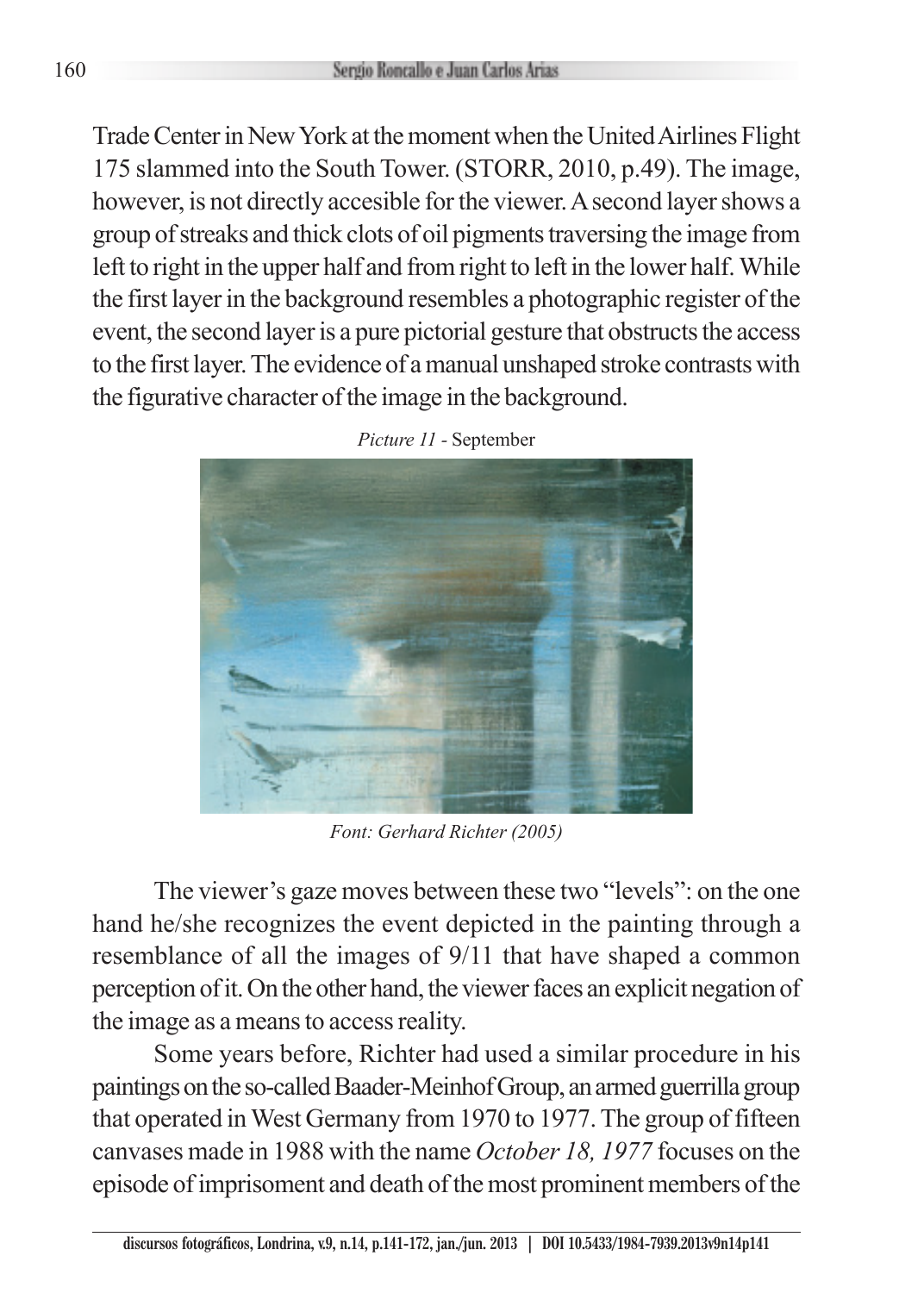Trade Center in New York at the moment when the United Airlines Flight 175 slammed into the South Tower. (STORR, 2010, p.49). The image, however, is not directly accesible for the viewer. A second layer shows a group of streaks and thick clots of oil pigments traversing the image from left to right in the upper half and from right to left in the lower half. While the first layer in the background resembles a photographic register of the event, the second layer is a pure pictorial gesture that obstructs the access to the first layer. The evidence of a manual unshaped stroke contrasts with the figurative character of the image in the background.

*Picture 11* - September

*Font: Gerhard Richter (2005)*

The viewer's gaze moves between these two "levels": on the one hand he/she recognizes the event depicted in the painting through a resemblance of all the images of 9/11 that have shaped a common perception of it. On the other hand, the viewer faces an explicit negation of the image as a means to access reality.

Some years before, Richter had used a similar procedure in his paintings on the so-called Baader-Meinhof Group, an armed guerrilla group that operated in West Germany from 1970 to 1977. The group of fifteen canvases made in 1988 with the name *October 18, 1977* focuses on the episode of imprisoment and death of the most prominent members of the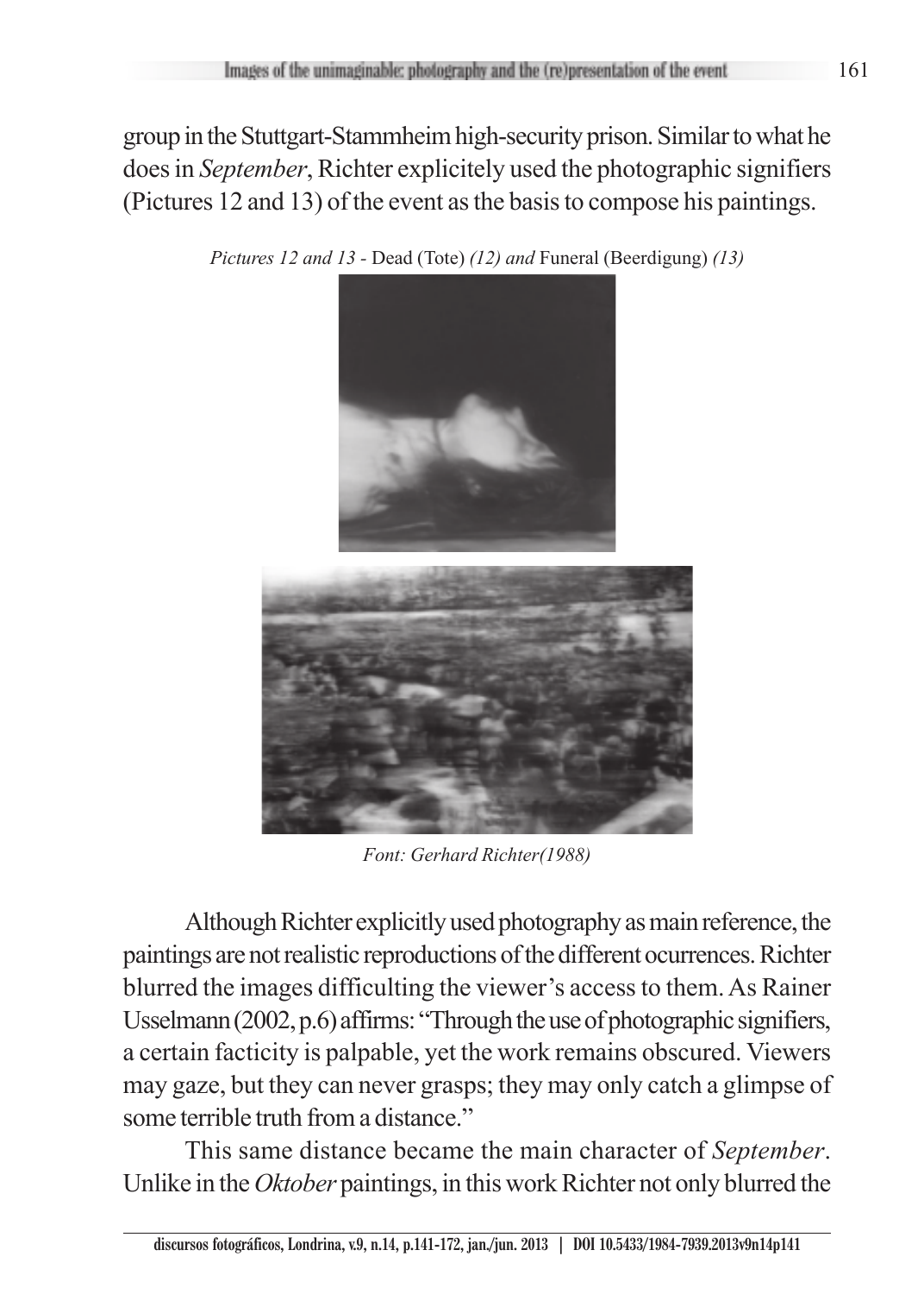group in the Stuttgart-Stammheim high-security prison. Similar to what he does in *September*, Richter explicitely used the photographic signifiers (Pictures 12 and 13) of the event as the basis to compose his paintings.

*Pictures 12 and 13* - Dead (Tote) *(12) and* Funeral (Beerdigung) *(13)*

*Font: Gerhard Richter(1988)*

Although Richter explicitly used photography as main reference, the paintings are not realistic reproductions of the different ocurrences. Richter blurred the images difficulting the viewer's access to them. As Rainer Usselmann (2002, p.6) affirms: "Through the use of photographic signifiers, a certain facticity is palpable, yet the work remains obscured. Viewers may gaze, but they can never grasps; they may only catch a glimpse of some terrible truth from a distance."

This same distance became the main character of *September*. Unlike in the *Oktober* paintings, in this work Richter not only blurred the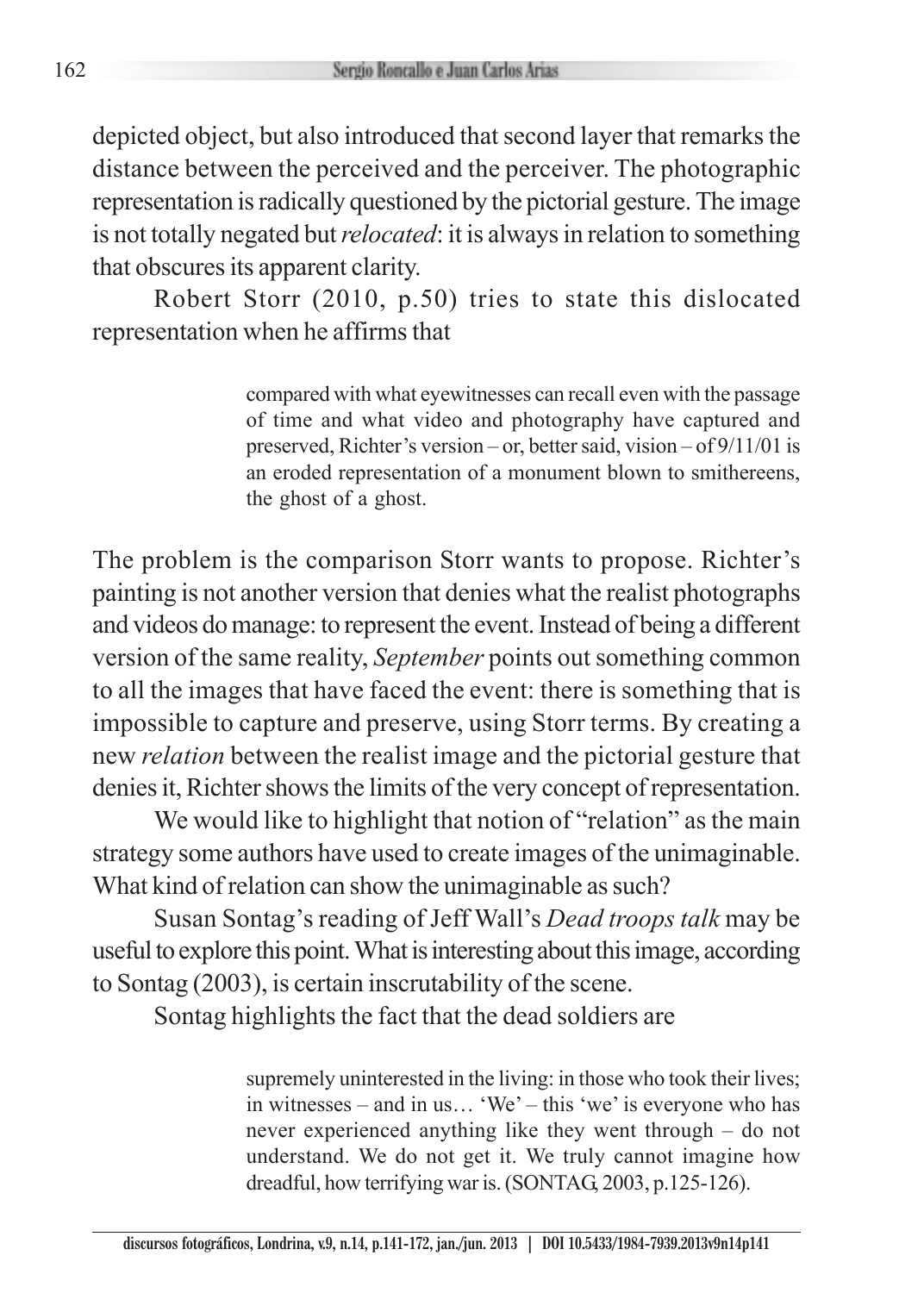depicted object, but also introduced that second layer that remarks the distance between the perceived and the perceiver. The photographic representation is radically questioned by the pictorial gesture. The image is not totally negated but *relocated*: it is always in relation to something that obscures its apparent clarity.

Robert Storr (2010, p.50) tries to state this dislocated representation when he affirms that

> compared with what eyewitnesses can recall even with the passage of time and what video and photography have captured and preserved, Richter's version – or, better said, vision – of 9/11/01 is an eroded representation of a monument blown to smithereens, the ghost of a ghost.

The problem is the comparison Storr wants to propose. Richter's painting is not another version that denies what the realist photographs and videos do manage: to represent the event. Instead of being a different version of the same reality, *September* points out something common to all the images that have faced the event: there is something that is impossible to capture and preserve, using Storr terms. By creating a new *relation* between the realist image and the pictorial gesture that denies it, Richter shows the limits of the very concept of representation.

We would like to highlight that notion of "relation" as the main strategy some authors have used to create images of the unimaginable. What kind of relation can show the unimaginable as such?

Susan Sontag's reading of Jeff Wall's *Dead troops talk* may be useful to explore this point. What is interesting about this image, according to Sontag (2003), is certain inscrutability of the scene.

Sontag highlights the fact that the dead soldiers are

> supremely uninterested in the living: in those who took their lives; in witnesses – and in us… 'We' – this 'we' is everyone who has never experienced anything like they went through – do not understand. We do not get it. We truly cannot imagine how dreadful, how terrifying war is. (SONTAG, 2003, p.125-126).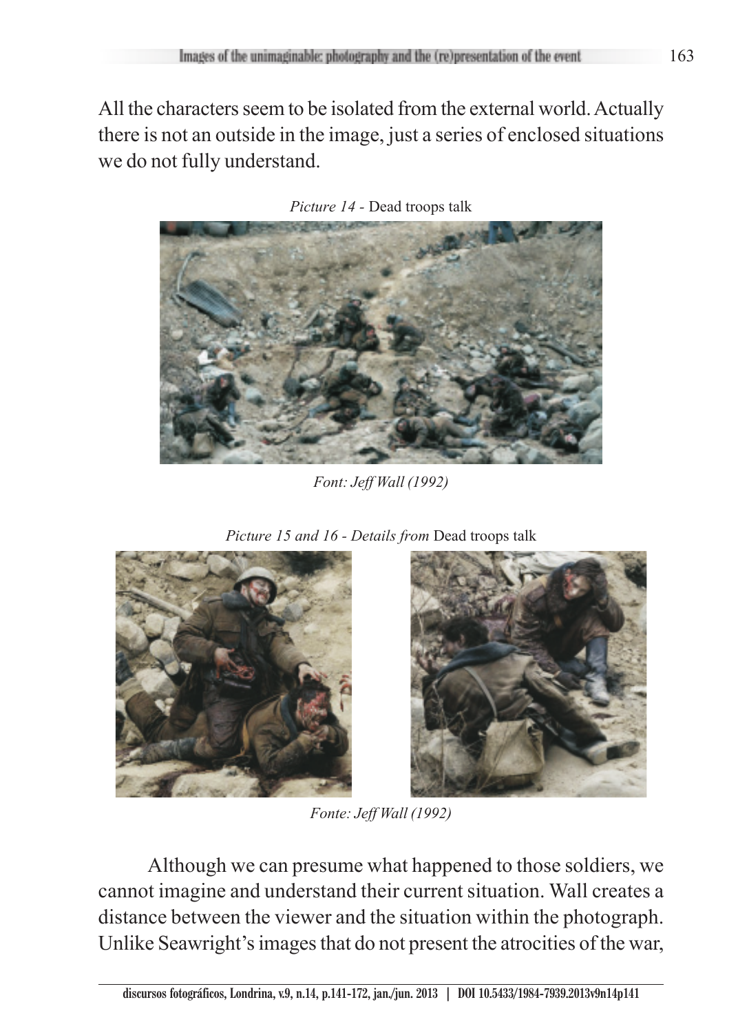All the characters seem to be isolated from the external world. Actually there is not an outside in the image, just a series of enclosed situations we do not fully understand.

*Picture 14* - Dead troops talk

*Font: Jeff Wall (1992)*

*Picture 15 and 16 - Details from* Dead troops talk

*Fonte: Jeff Wall (1992)*

Although we can presume what happened to those soldiers, we cannot imagine and understand their current situation. Wall creates a distance between the viewer and the situation within the photograph. Unlike Seawright's images that do not present the atrocities of the war,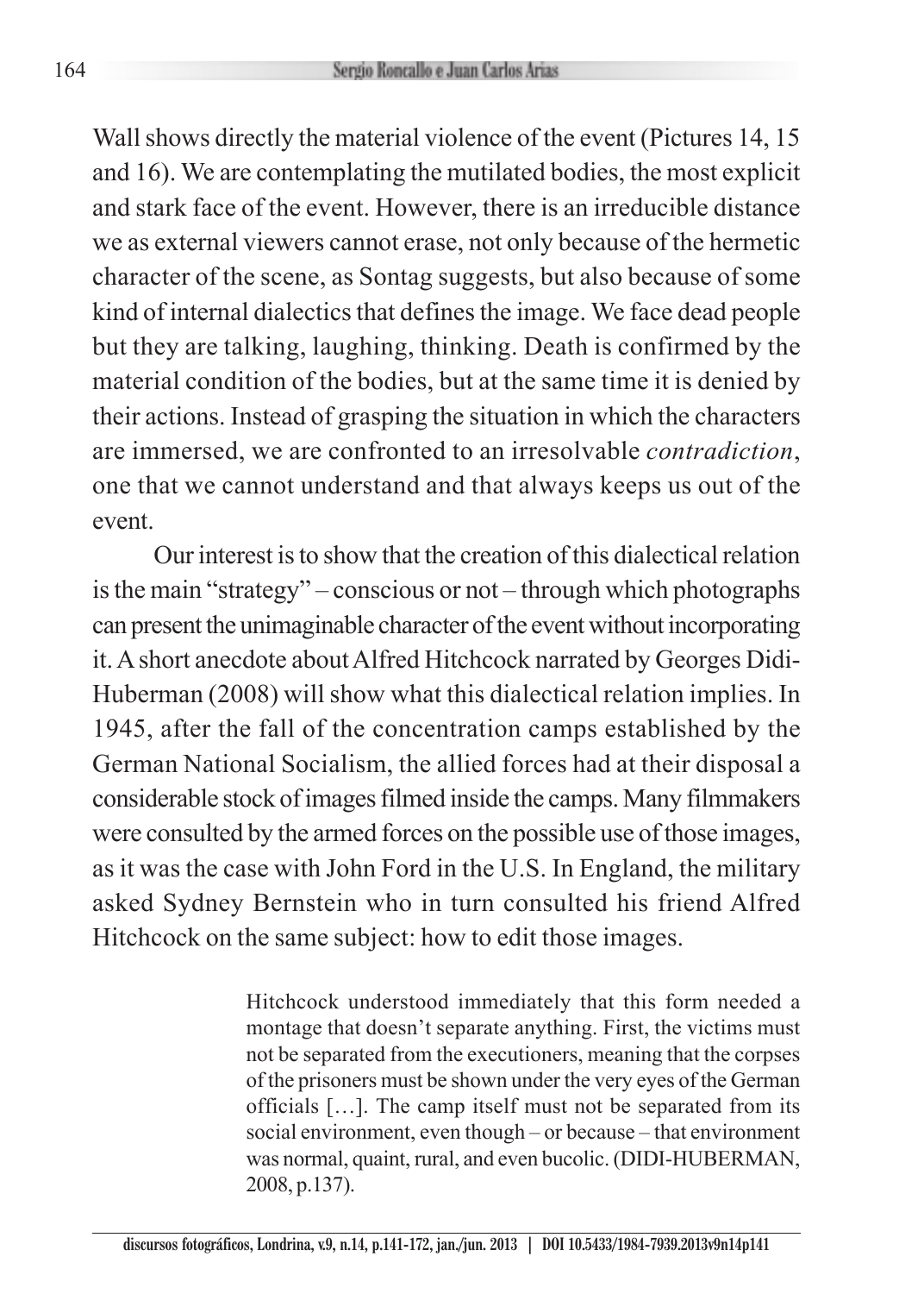Wall shows directly the material violence of the event (Pictures 14, 15 and 16). We are contemplating the mutilated bodies, the most explicit and stark face of the event. However, there is an irreducible distance we as external viewers cannot erase, not only because of the hermetic character of the scene, as Sontag suggests, but also because of some kind of internal dialectics that defines the image. We face dead people but they are talking, laughing, thinking. Death is confirmed by the material condition of the bodies, but at the same time it is denied by their actions. Instead of grasping the situation in which the characters are immersed, we are confronted to an irresolvable *contradiction*, one that we cannot understand and that always keeps us out of the event.

Our interest is to show that the creation of this dialectical relation is the main "strategy" – conscious or not – through which photographs can present the unimaginable character of the event without incorporating it. A short anecdote about Alfred Hitchcock narrated by Georges Didi-Huberman (2008) will show what this dialectical relation implies. In 1945, after the fall of the concentration camps established by the German National Socialism, the allied forces had at their disposal a considerable stock of images filmed inside the camps. Many filmmakers were consulted by the armed forces on the possible use of those images, as it was the case with John Ford in the U.S. In England, the military asked Sydney Bernstein who in turn consulted his friend Alfred Hitchcock on the same subject: how to edit those images.

> Hitchcock understood immediately that this form needed a montage that doesn't separate anything. First, the victims must not be separated from the executioners, meaning that the corpses of the prisoners must be shown under the very eyes of the German officials […]. The camp itself must not be separated from its social environment, even though – or because – that environment was normal, quaint, rural, and even bucolic. (DIDI-HUBERMAN, 2008, p.137).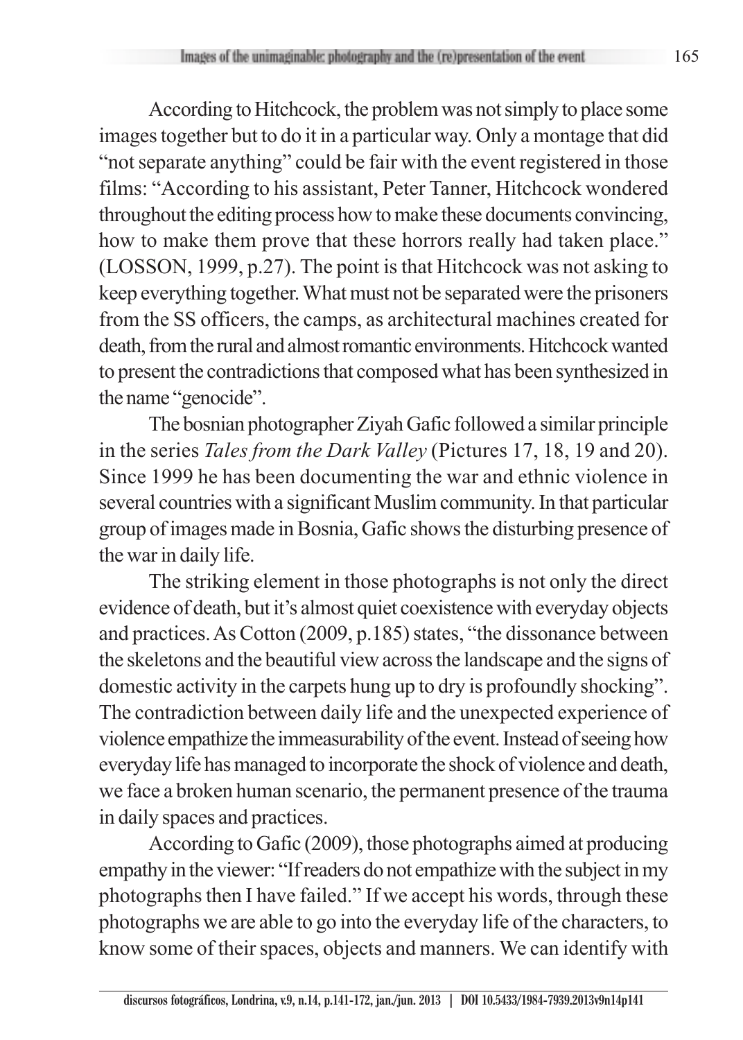According to Hitchcock, the problem was not simply to place some images together but to do it in a particular way. Only a montage that did "not separate anything" could be fair with the event registered in those films: "According to his assistant, Peter Tanner, Hitchcock wondered throughout the editing process how to make these documents convincing, how to make them prove that these horrors really had taken place." (LOSSON, 1999, p.27). The point is that Hitchcock was not asking to keep everything together. What must not be separated were the prisoners from the SS officers, the camps, as architectural machines created for death, from the rural and almost romantic environments. Hitchcock wanted to present the contradictions that composed what has been synthesized in the name "genocide".

The bosnian photographer Ziyah Gafic followed a similar principle in the series *Tales from the Dark Valley* (Pictures 17, 18, 19 and 20). Since 1999 he has been documenting the war and ethnic violence in several countries with a significant Muslim community. In that particular group of images made in Bosnia, Gafic shows the disturbing presence of the war in daily life.

The striking element in those photographs is not only the direct evidence of death, but it's almost quiet coexistence with everyday objects and practices. As Cotton (2009, p.185) states, "the dissonance between the skeletons and the beautiful view across the landscape and the signs of domestic activity in the carpets hung up to dry is profoundly shocking". The contradiction between daily life and the unexpected experience of violence empathize the immeasurability of the event. Instead of seeing how everyday life has managed to incorporate the shock of violence and death, we face a broken human scenario, the permanent presence of the trauma in daily spaces and practices.

According to Gafic (2009), those photographs aimed at producing empathy in the viewer: "If readers do not empathize with the subject in my photographs then I have failed." If we accept his words, through these photographs we are able to go into the everyday life of the characters, to know some of their spaces, objects and manners. We can identify with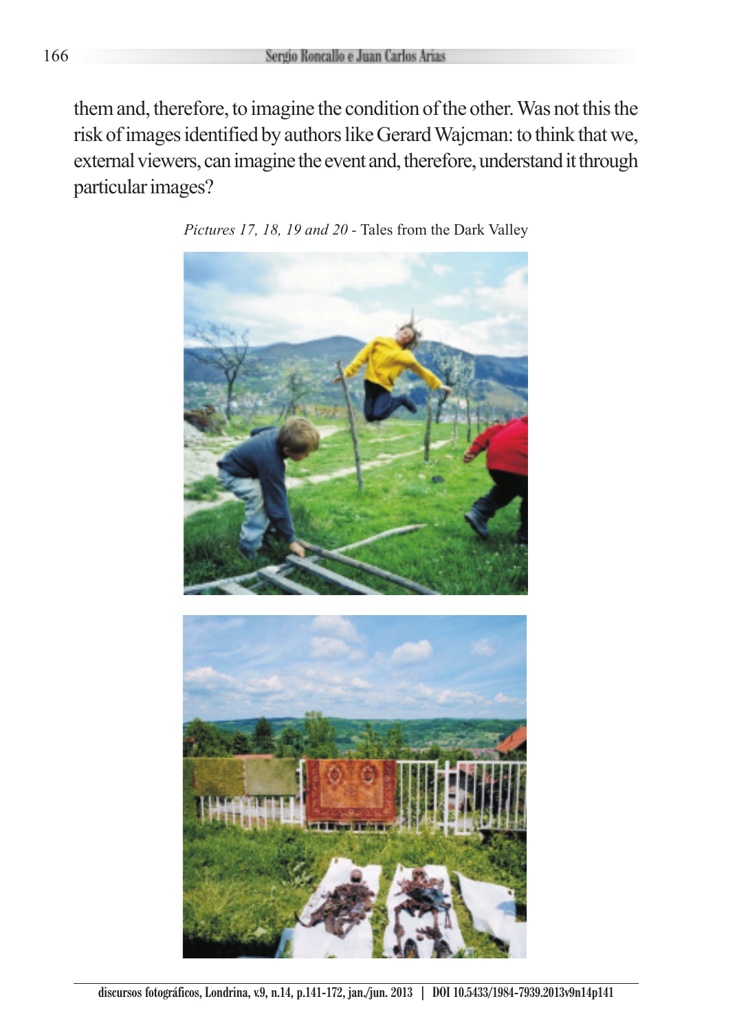them and, therefore, to imagine the condition of the other. Was not this the risk of images identified by authors like Gerard Wajcman: to think that we, external viewers, can imagine the event and, therefore, understand it through particular images?

*Pictures 17, 18, 19 and 20* - Tales from the Dark Valley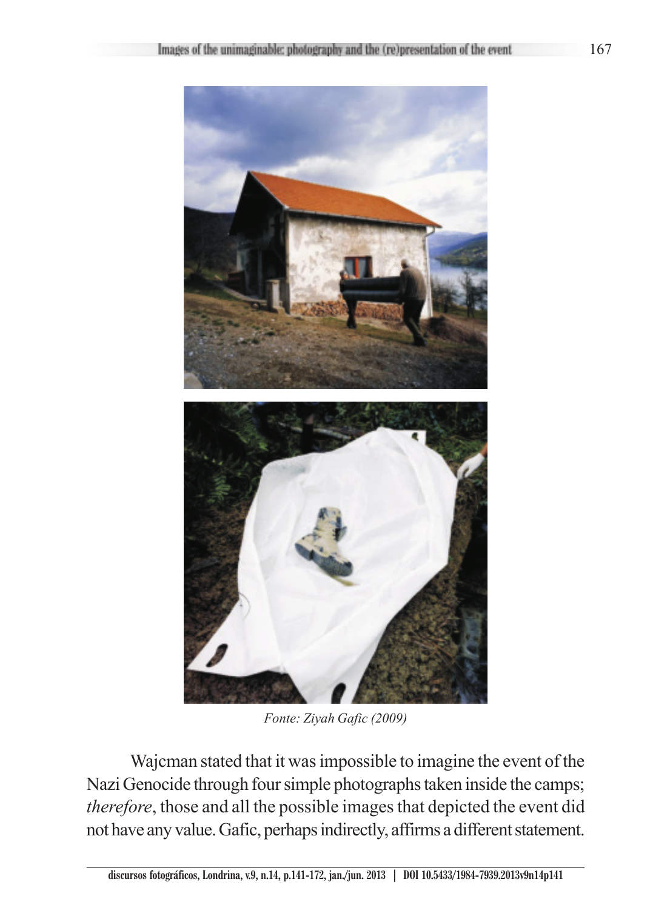*Fonte: Ziyah Gafic (2009)*

Wajcman stated that it was impossible to imagine the event of the Nazi Genocide through four simple photographs taken inside the camps; *therefore*, those and all the possible images that depicted the event did not have any value. Gafic, perhaps indirectly, affirms a different statement.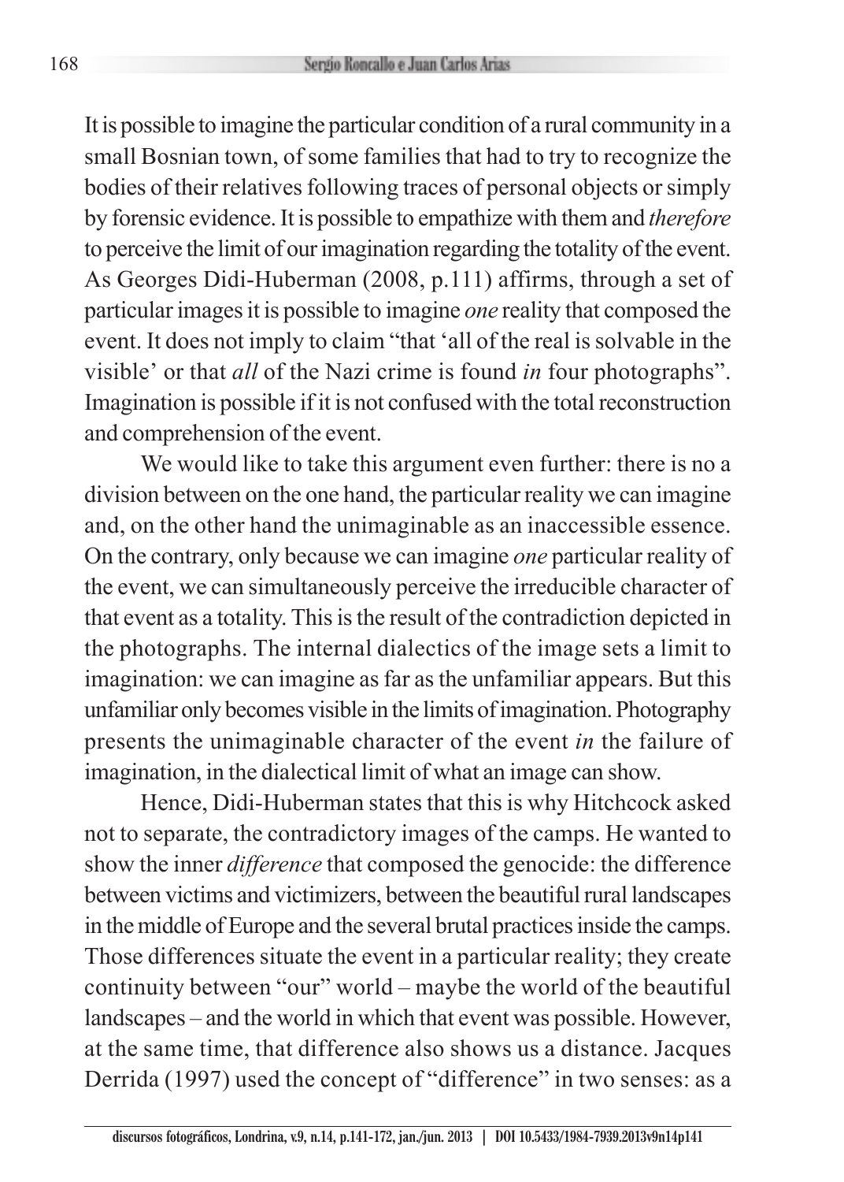It is possible to imagine the particular condition of a rural community in a small Bosnian town, of some families that had to try to recognize the bodies of their relatives following traces of personal objects or simply by forensic evidence. It is possible to empathize with them and *therefore* to perceive the limit of our imagination regarding the totality of the event. As Georges Didi-Huberman (2008, p.111) affirms, through a set of particular images it is possible to imagine *one* reality that composed the event. It does not imply to claim "that 'all of the real is solvable in the visible' or that *all* of the Nazi crime is found *in* four photographs". Imagination is possible if it is not confused with the total reconstruction and comprehension of the event.

We would like to take this argument even further: there is no a division between on the one hand, the particular reality we can imagine and, on the other hand the unimaginable as an inaccessible essence. On the contrary, only because we can imagine *one* particular reality of the event, we can simultaneously perceive the irreducible character of that event as a totality. This is the result of the contradiction depicted in the photographs. The internal dialectics of the image sets a limit to imagination: we can imagine as far as the unfamiliar appears. But this unfamiliar only becomes visible in the limits of imagination. Photography presents the unimaginable character of the event *in* the failure of imagination, in the dialectical limit of what an image can show.

Hence, Didi-Huberman states that this is why Hitchcock asked not to separate, the contradictory images of the camps. He wanted to show the inner *difference* that composed the genocide: the difference between victims and victimizers, between the beautiful rural landscapes in the middle of Europe and the several brutal practices inside the camps. Those differences situate the event in a particular reality; they create continuity between "our" world – maybe the world of the beautiful landscapes – and the world in which that event was possible. However, at the same time, that difference also shows us a distance. Jacques Derrida (1997) used the concept of "difference" in two senses: as a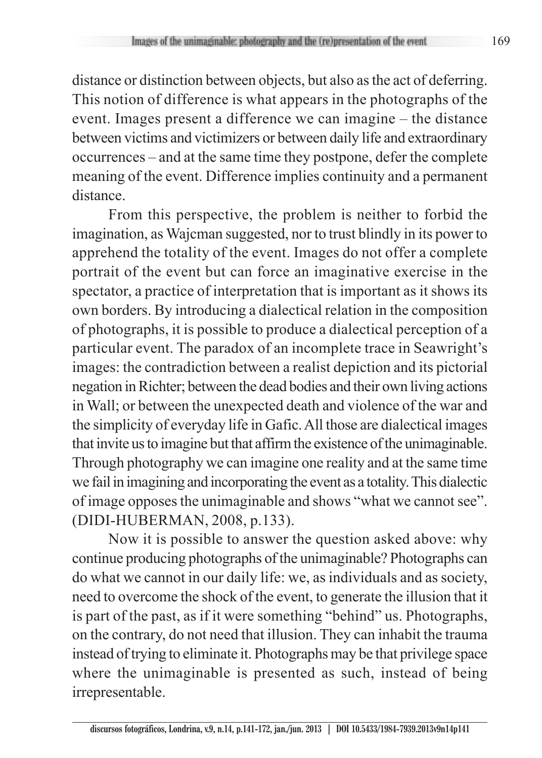distance or distinction between objects, but also as the act of deferring. This notion of difference is what appears in the photographs of the event. Images present a difference we can imagine – the distance between victims and victimizers or between daily life and extraordinary occurrences – and at the same time they postpone, defer the complete meaning of the event. Difference implies continuity and a permanent distance.

From this perspective, the problem is neither to forbid the imagination, as Wajcman suggested, nor to trust blindly in its power to apprehend the totality of the event. Images do not offer a complete portrait of the event but can force an imaginative exercise in the spectator, a practice of interpretation that is important as it shows its own borders. By introducing a dialectical relation in the composition of photographs, it is possible to produce a dialectical perception of a particular event. The paradox of an incomplete trace in Seawright's images: the contradiction between a realist depiction and its pictorial negation in Richter; between the dead bodies and their own living actions in Wall; or between the unexpected death and violence of the war and the simplicity of everyday life in Gafic. All those are dialectical images that invite us to imagine but that affirm the existence of the unimaginable. Through photography we can imagine one reality and at the same time we fail in imagining and incorporating the event as a totality. This dialectic of image opposes the unimaginable and shows "what we cannot see". (DIDI-HUBERMAN, 2008, p.133).

Now it is possible to answer the question asked above: why continue producing photographs of the unimaginable? Photographs can do what we cannot in our daily life: we, as individuals and as society, need to overcome the shock of the event, to generate the illusion that it is part of the past, as if it were something "behind" us. Photographs, on the contrary, do not need that illusion. They can inhabit the trauma instead of trying to eliminate it. Photographs may be that privilege space where the unimaginable is presented as such, instead of being irrepresentable.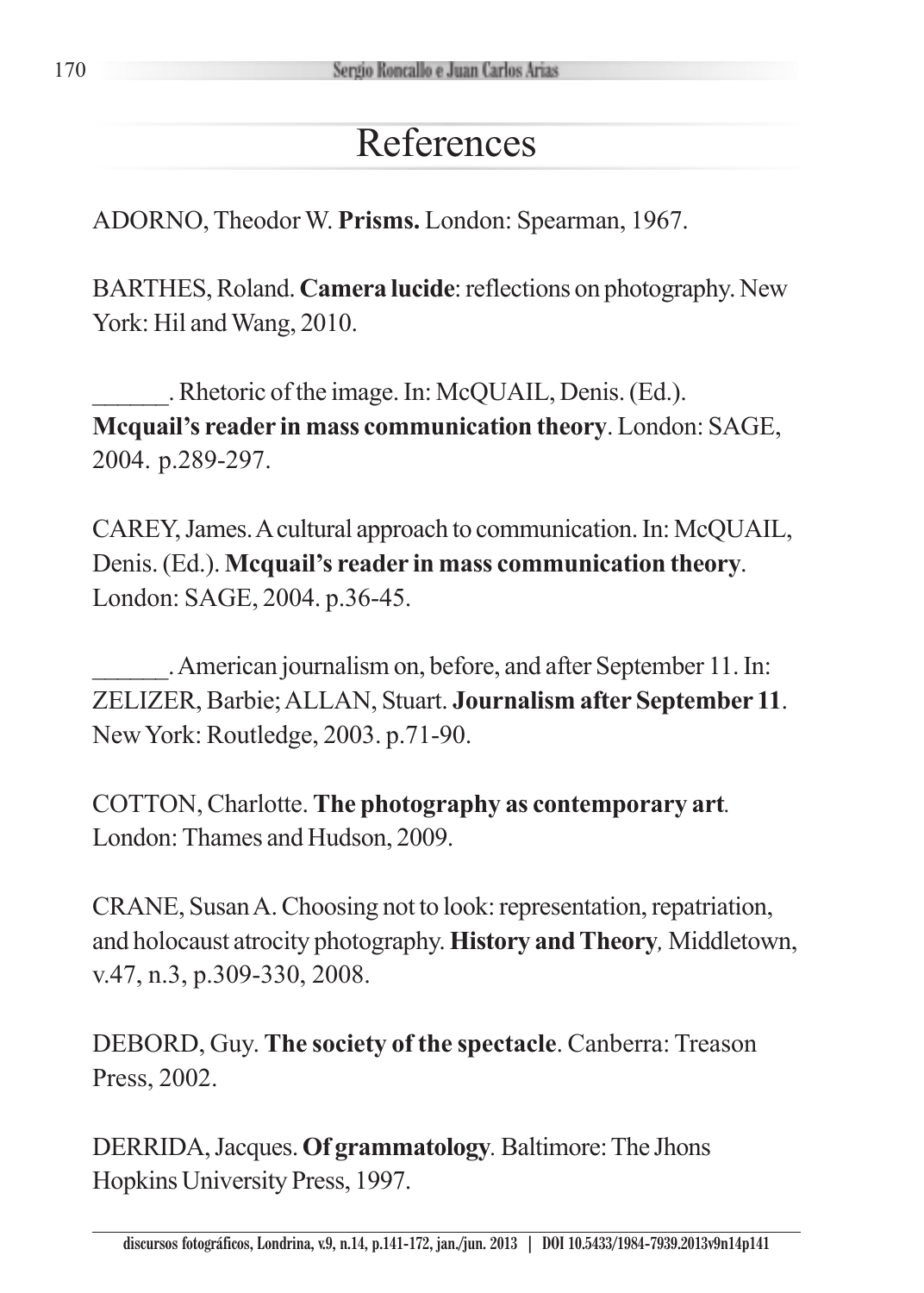# References

ADORNO, Theodor W. **Prisms.** London: Spearman, 1967.

BARTHES, Roland. **Camera lucide**: reflections on photography. New York: Hil and Wang, 2010.

______. Rhetoric of the image. In: McQUAIL, Denis. (Ed.). **Mcquail's reader in mass communication theory**. London: SAGE, 2004. p.289-297.

CAREY, James. A cultural approach to communication. In: McQUAIL, Denis. (Ed.). **Mcquail's reader in mass communication theory**. London: SAGE, 2004. p.36-45.

______. American journalism on, before, and after September 11. In: ZELIZER, Barbie; ALLAN, Stuart. **Journalism after September 11**. New York: Routledge, 2003. p.71-90.

COTTON, Charlotte. **The photography as contemporary art**. London: Thames and Hudson, 2009.

CRANE, Susan A. Choosing not to look: representation, repatriation, and holocaust atrocity photography. **History and Theory***,* Middletown, v.47, n.3, p.309-330, 2008.

DEBORD, Guy. **The society of the spectacle**. Canberra: Treason Press, 2002.

DERRIDA, Jacques. **Of grammatology**. Baltimore: The Jhons Hopkins University Press, 1997.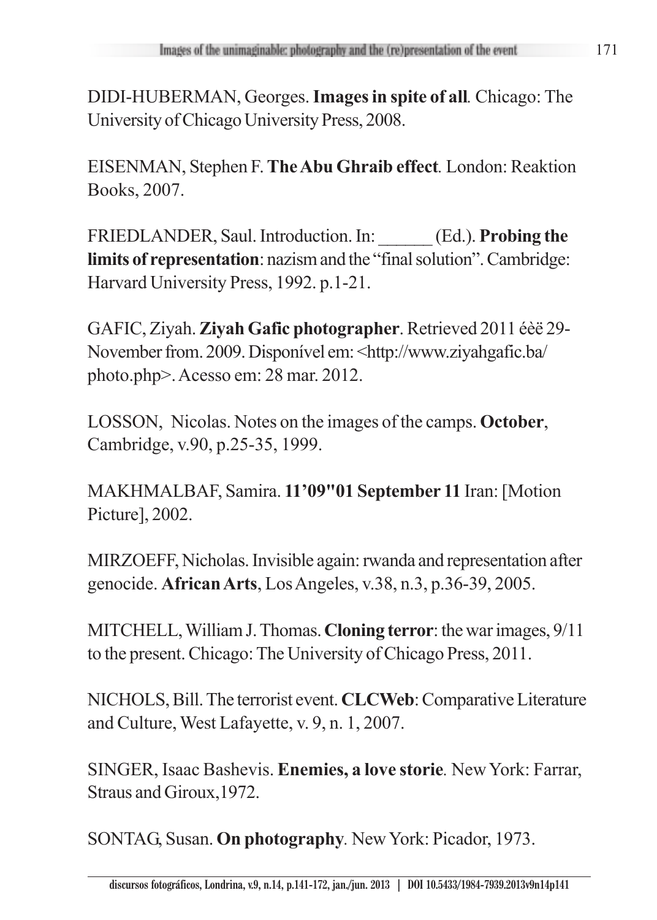DIDI-HUBERMAN, Georges. **Images in spite of all**. Chicago: The University of Chicago University Press, 2008.

EISENMAN, Stephen F. **The Abu Ghraib effect**. London: Reaktion Books, 2007.

FRIEDLANDER, Saul. Introduction. In: ______ (Ed.). **Probing the limits of representation**: nazism and the "final solution". Cambridge: Harvard University Press, 1992. p.1-21.

GAFIC, Ziyah. **Ziyah Gafic photographer**. Retrieved 2011 éèë 29-November from. 2009. Disponível em: <http://www.ziyahgafic.ba/photo.php>. Acesso em: 28 mar. 2012.

LOSSON, Nicolas. Notes on the images of the camps. **October**, Cambridge, v.90, p.25-35, 1999.

MAKHMALBAF, Samira. **11'09"01 September 11** Iran: [Motion Picture], 2002.

MIRZOEFF, Nicholas. Invisible again: rwanda and representation after genocide. **African Arts**, Los Angeles, v.38, n.3, p.36-39, 2005.

MITCHELL, William J. Thomas. **Cloning terror**: the war images, 9/11 to the present. Chicago: The University of Chicago Press, 2011.

NICHOLS, Bill. The terrorist event. **CLCWeb**: Comparative Literature and Culture, West Lafayette, v. 9, n. 1, 2007.

SINGER, Isaac Bashevis. **Enemies, a love storie**. New York: Farrar, Straus and Giroux,1972.

SONTAG, Susan. **On photography**. New York: Picador, 1973.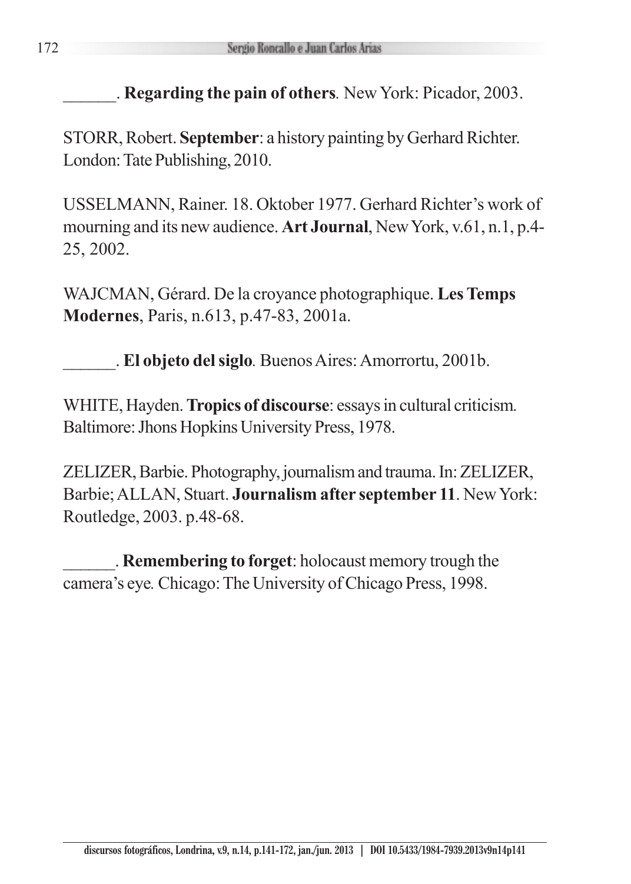______. **Regarding the pain of others**. New York: Picador, 2003.

STORR, Robert. **September**: a history painting by Gerhard Richter. London: Tate Publishing, 2010.

USSELMANN, Rainer. 18. Oktober 1977. Gerhard Richter's work of mourning and its new audience. **Art Journal**, New York, v.61, n.1, p.4-25, 2002.

WAJCMAN, Gérard. De la croyance photographique. **Les Temps Modernes**, Paris, n.613, p.47-83, 2001a.

______. **El objeto del siglo**. Buenos Aires: Amorrortu, 2001b.

WHITE, Hayden. **Tropics of discourse**: essays in cultural criticism. Baltimore: Jhons Hopkins University Press, 1978.

ZELIZER, Barbie. Photography, journalism and trauma. In: ZELIZER, Barbie; ALLAN, Stuart. **Journalism after september 11**. New York: Routledge, 2003. p.48-68.

______. **Remembering to forget**: holocaust memory trough the camera's eye. Chicago: The University of Chicago Press, 1998.